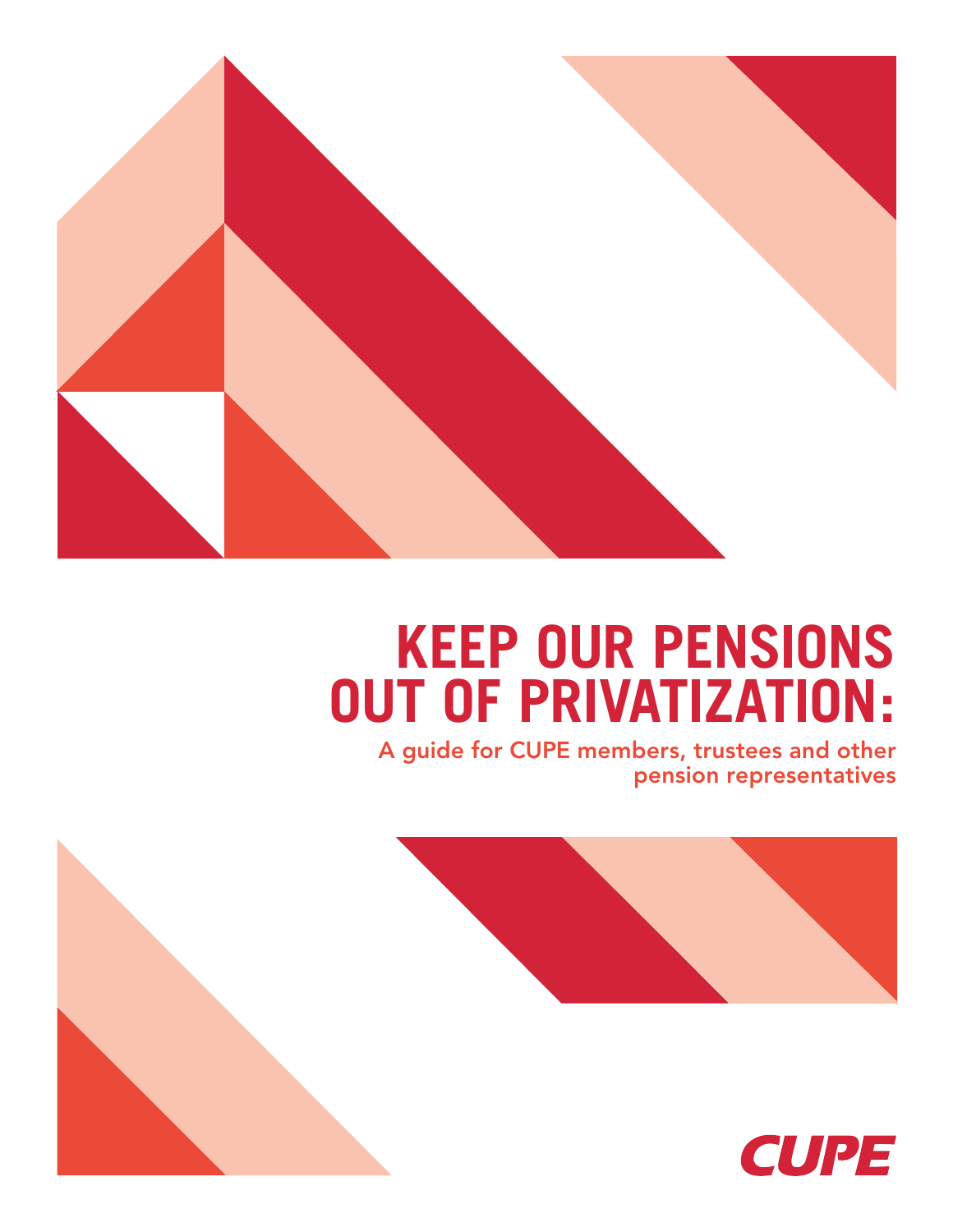# KEEP OUR PENSIONS OUT OF PRIVATIZATION:

## A guide for CUPE members, trustees and other pension representatives

CUPE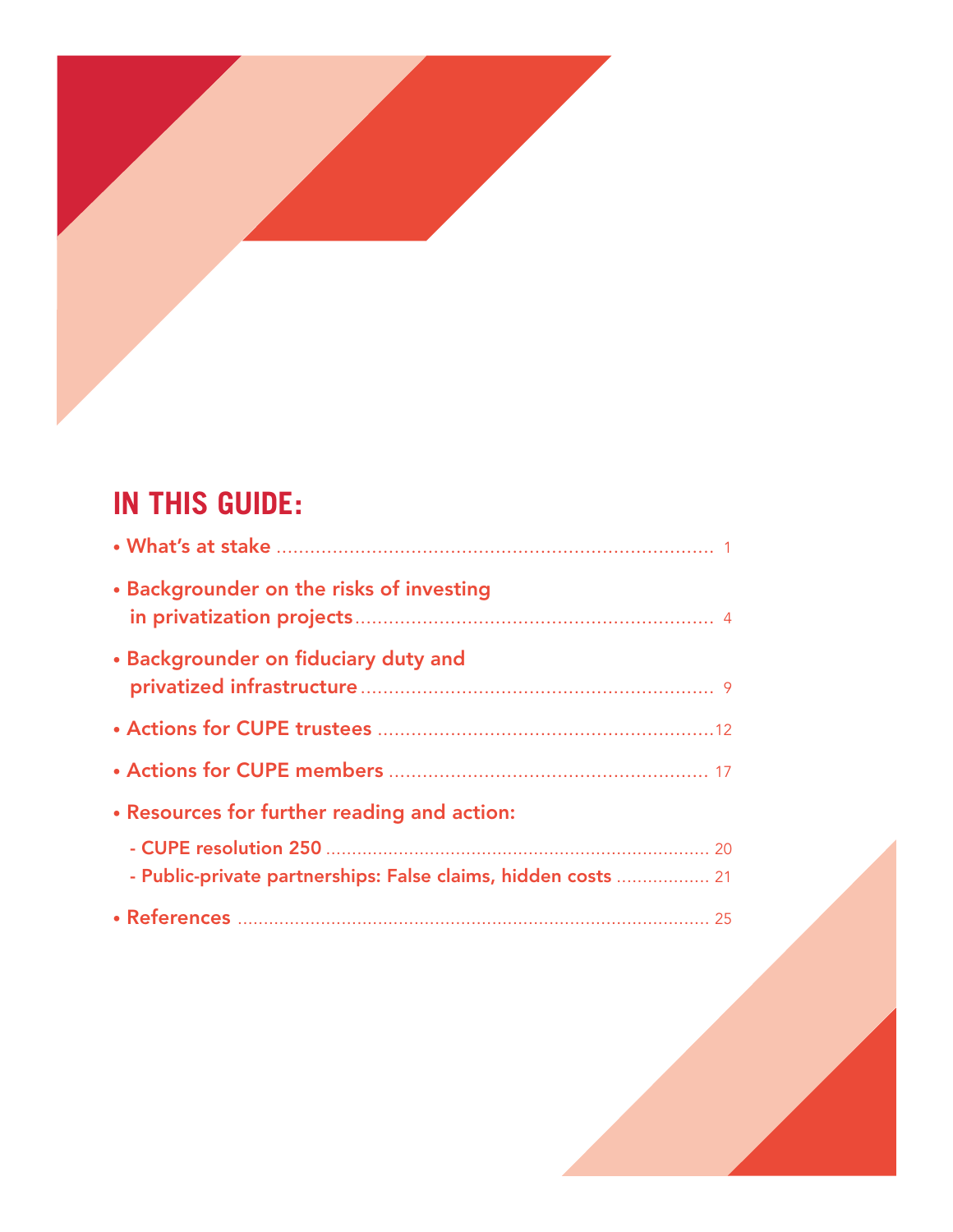## IN THIS GUIDE:

- What's at stake ............................................................................ 1
- Backgrounder on the risks of investing in privatization projects ............................................................ 4
- Backgrounder on fiduciary duty and privatized infrastructure ............................................................ 9
- Actions for CUPE trustees ............................................................12
- Actions for CUPE members ............................................................ 17
- Resources for further reading and action:
  - CUPE resolution 250 ............................................................ 20
  - Public-private partnerships: False claims, hidden costs .................. 21
- References ............................................................................ 25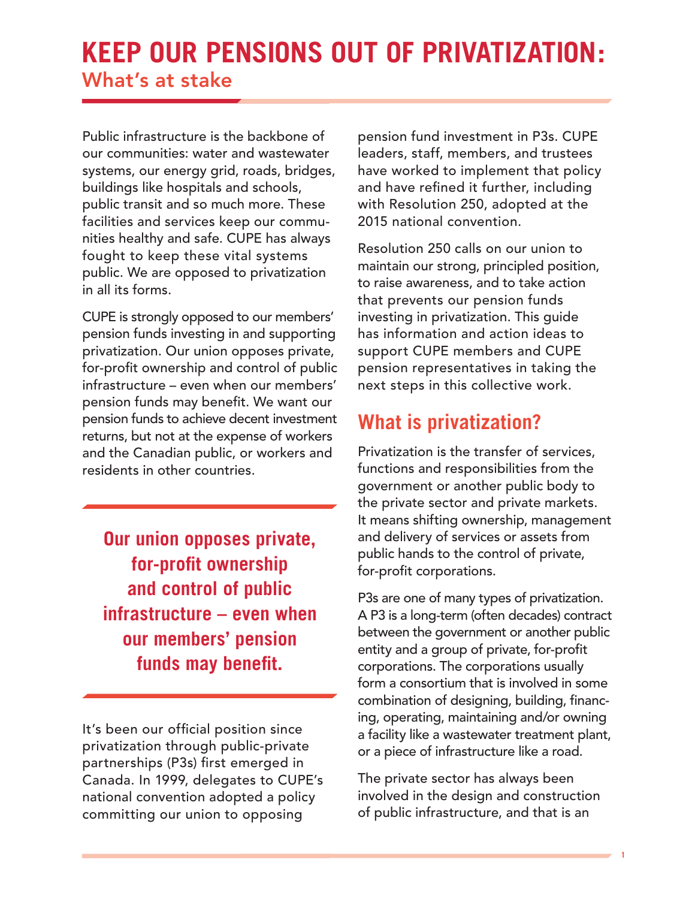# KEEP OUR PENSIONS OUT OF PRIVATIZATION:

## What's at stake

Public infrastructure is the backbone of our communities: water and wastewater systems, our energy grid, roads, bridges, buildings like hospitals and schools, public transit and so much more. These facilities and services keep our communities healthy and safe. CUPE has always fought to keep these vital systems public. We are opposed to privatization in all its forms.

CUPE is strongly opposed to our members' pension funds investing in and supporting privatization. Our union opposes private, for-profit ownership and control of public infrastructure – even when our members' pension funds may benefit. We want our pension funds to achieve decent investment returns, but not at the expense of workers and the Canadian public, or workers and residents in other countries.

**Our union opposes private, for-profit ownership and control of public infrastructure – even when our members' pension funds may benefit.**

It's been our official position since privatization through public-private partnerships (P3s) first emerged in Canada. In 1999, delegates to CUPE's national convention adopted a policy committing our union to opposing pension fund investment in P3s. CUPE leaders, staff, members, and trustees have worked to implement that policy and have refined it further, including with Resolution 250, adopted at the 2015 national convention.

Resolution 250 calls on our union to maintain our strong, principled position, to raise awareness, and to take action that prevents our pension funds investing in privatization. This guide has information and action ideas to support CUPE members and CUPE pension representatives in taking the next steps in this collective work.

## What is privatization?

Privatization is the transfer of services, functions and responsibilities from the government or another public body to the private sector and private markets. It means shifting ownership, management and delivery of services or assets from public hands to the control of private, for-profit corporations.

P3s are one of many types of privatization. A P3 is a long-term (often decades) contract between the government or another public entity and a group of private, for-profit corporations. The corporations usually form a consortium that is involved in some combination of designing, building, financing, operating, maintaining and/or owning a facility like a wastewater treatment plant, or a piece of infrastructure like a road.

The private sector has always been involved in the design and construction of public infrastructure, and that is an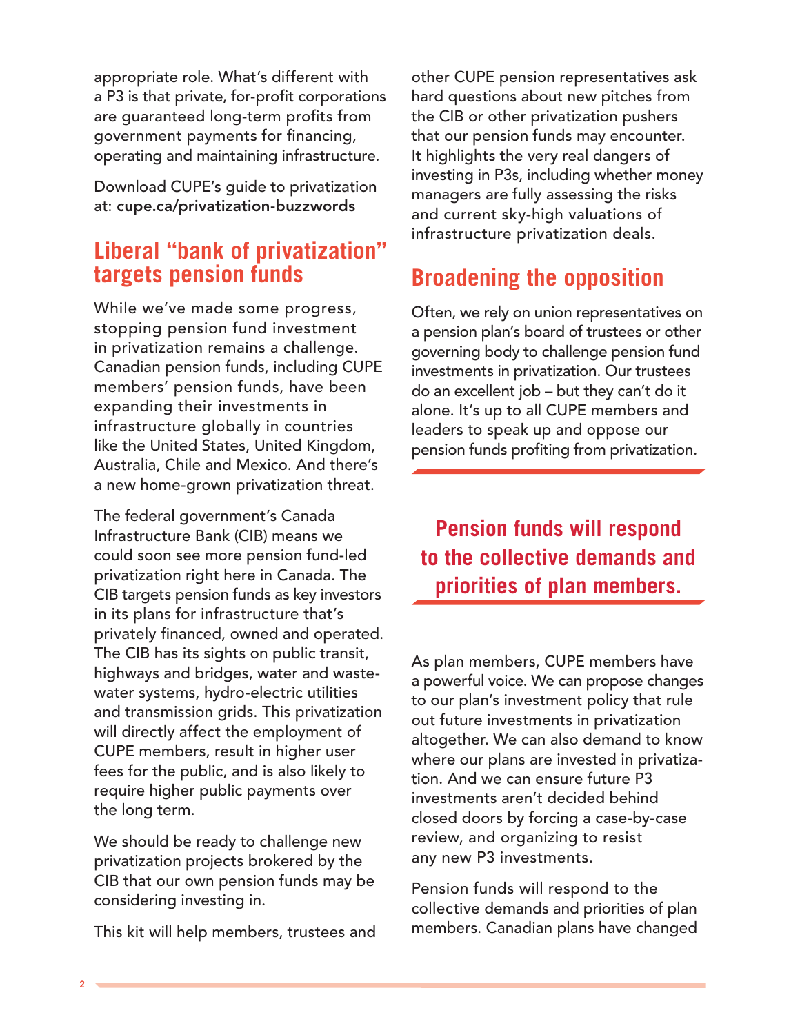appropriate role. What's different with a P3 is that private, for-profit corporations are guaranteed long-term profits from government payments for financing, operating and maintaining infrastructure.

Download CUPE's guide to privatization at: **cupe.ca/privatization-buzzwords**

## Liberal "bank of privatization" targets pension funds

While we've made some progress, stopping pension fund investment in privatization remains a challenge. Canadian pension funds, including CUPE members' pension funds, have been expanding their investments in infrastructure globally in countries like the United States, United Kingdom, Australia, Chile and Mexico. And there's a new home-grown privatization threat.

The federal government's Canada Infrastructure Bank (CIB) means we could soon see more pension fund-led privatization right here in Canada. The CIB targets pension funds as key investors in its plans for infrastructure that's privately financed, owned and operated. The CIB has its sights on public transit, highways and bridges, water and waste-water systems, hydro-electric utilities and transmission grids. This privatization will directly affect the employment of CUPE members, result in higher user fees for the public, and is also likely to require higher public payments over the long term.

We should be ready to challenge new privatization projects brokered by the CIB that our own pension funds may be considering investing in.

This kit will help members, trustees and other CUPE pension representatives ask hard questions about new pitches from the CIB or other privatization pushers that our pension funds may encounter. It highlights the very real dangers of investing in P3s, including whether money managers are fully assessing the risks and current sky-high valuations of infrastructure privatization deals.

## Broadening the opposition

Often, we rely on union representatives on a pension plan's board of trustees or other governing body to challenge pension fund investments in privatization. Our trustees do an excellent job – but they can't do it alone. It's up to all CUPE members and leaders to speak up and oppose our pension funds profiting from privatization.

**Pension funds will respond to the collective demands and priorities of plan members.**

As plan members, CUPE members have a powerful voice. We can propose changes to our plan's investment policy that rule out future investments in privatization altogether. We can also demand to know where our plans are invested in privatization. And we can ensure future P3 investments aren't decided behind closed doors by forcing a case-by-case review, and organizing to resist any new P3 investments.

Pension funds will respond to the collective demands and priorities of plan members. Canadian plans have changed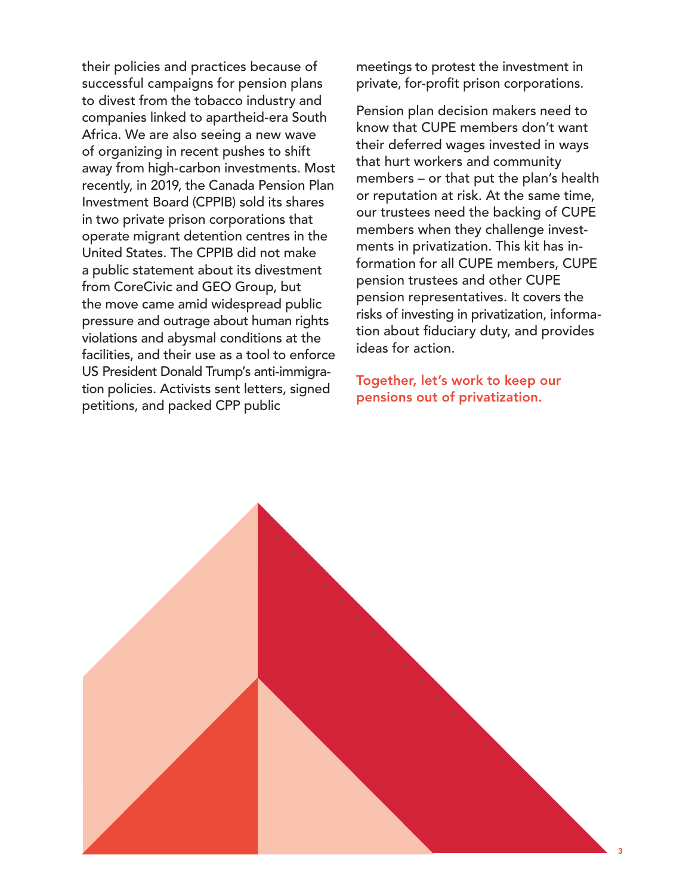their policies and practices because of successful campaigns for pension plans to divest from the tobacco industry and companies linked to apartheid-era South Africa. We are also seeing a new wave of organizing in recent pushes to shift away from high-carbon investments. Most recently, in 2019, the Canada Pension Plan Investment Board (CPPIB) sold its shares in two private prison corporations that operate migrant detention centres in the United States. The CPPIB did not make a public statement about its divestment from CoreCivic and GEO Group, but the move came amid widespread public pressure and outrage about human rights violations and abysmal conditions at the facilities, and their use as a tool to enforce US President Donald Trump's anti-immigration policies. Activists sent letters, signed petitions, and packed CPP public meetings to protest the investment in private, for-profit prison corporations.

Pension plan decision makers need to know that CUPE members don't want their deferred wages invested in ways that hurt workers and community members – or that put the plan's health or reputation at risk. At the same time, our trustees need the backing of CUPE members when they challenge investments in privatization. This kit has information for all CUPE members, CUPE pension trustees and other CUPE pension representatives. It covers the risks of investing in privatization, information about fiduciary duty, and provides ideas for action.

**Together, let's work to keep our pensions out of privatization.**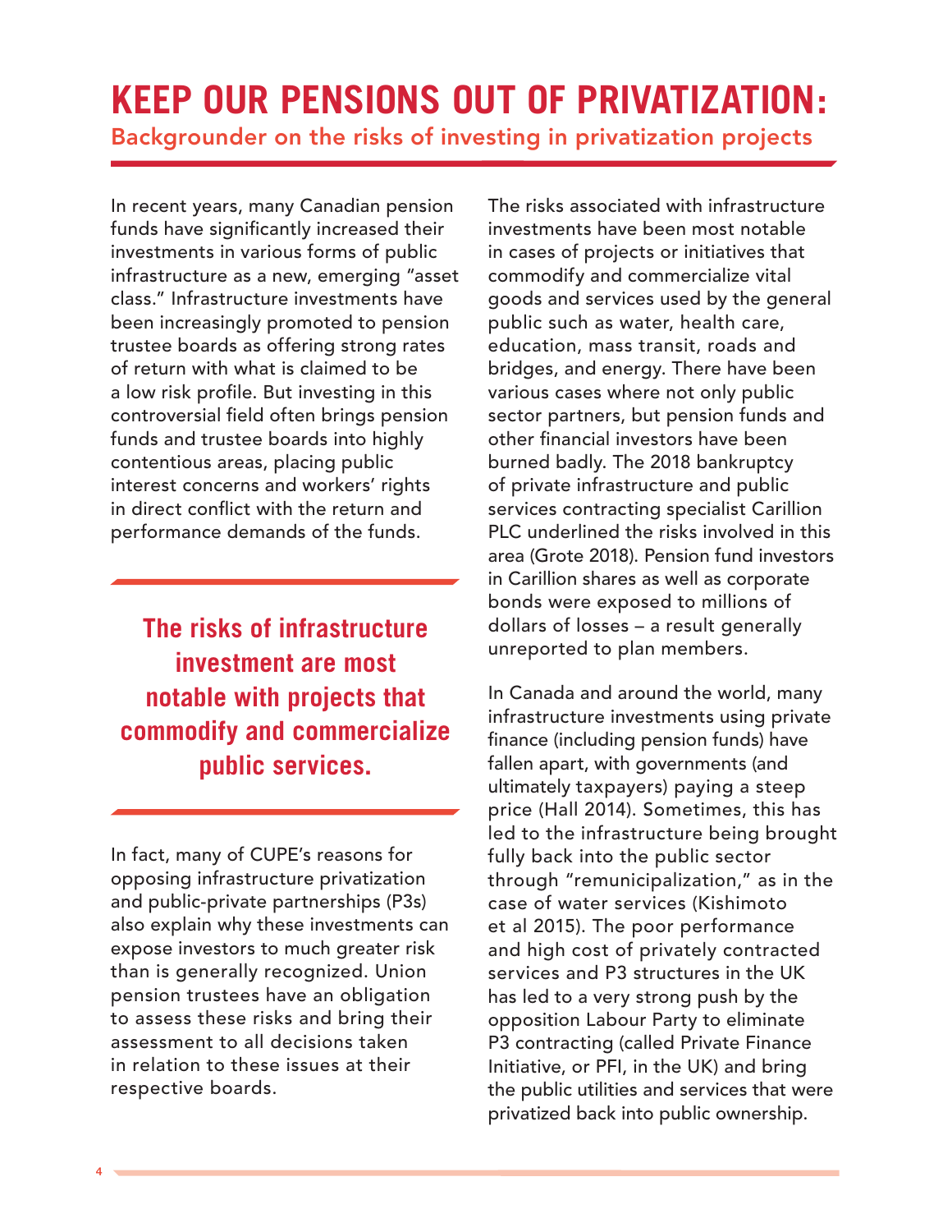# KEEP OUR PENSIONS OUT OF PRIVATIZATION:

## Backgrounder on the risks of investing in privatization projects

In recent years, many Canadian pension funds have significantly increased their investments in various forms of public infrastructure as a new, emerging "asset class." Infrastructure investments have been increasingly promoted to pension trustee boards as offering strong rates of return with what is claimed to be a low risk profile. But investing in this controversial field often brings pension funds and trustee boards into highly contentious areas, placing public interest concerns and workers' rights in direct conflict with the return and performance demands of the funds.

**The risks of infrastructure investment are most notable with projects that commodify and commercialize public services.**

In fact, many of CUPE's reasons for opposing infrastructure privatization and public-private partnerships (P3s) also explain why these investments can expose investors to much greater risk than is generally recognized. Union pension trustees have an obligation to assess these risks and bring their assessment to all decisions taken in relation to these issues at their respective boards.

The risks associated with infrastructure investments have been most notable in cases of projects or initiatives that commodify and commercialize vital goods and services used by the general public such as water, health care, education, mass transit, roads and bridges, and energy. There have been various cases where not only public sector partners, but pension funds and other financial investors have been burned badly. The 2018 bankruptcy of private infrastructure and public services contracting specialist Carillion PLC underlined the risks involved in this area (Grote 2018). Pension fund investors in Carillion shares as well as corporate bonds were exposed to millions of dollars of losses – a result generally unreported to plan members.

In Canada and around the world, many infrastructure investments using private finance (including pension funds) have fallen apart, with governments (and ultimately taxpayers) paying a steep price (Hall 2014). Sometimes, this has led to the infrastructure being brought fully back into the public sector through "remunicipalization," as in the case of water services (Kishimoto et al 2015). The poor performance and high cost of privately contracted services and P3 structures in the UK has led to a very strong push by the opposition Labour Party to eliminate P3 contracting (called Private Finance Initiative, or PFI, in the UK) and bring the public utilities and services that were privatized back into public ownership.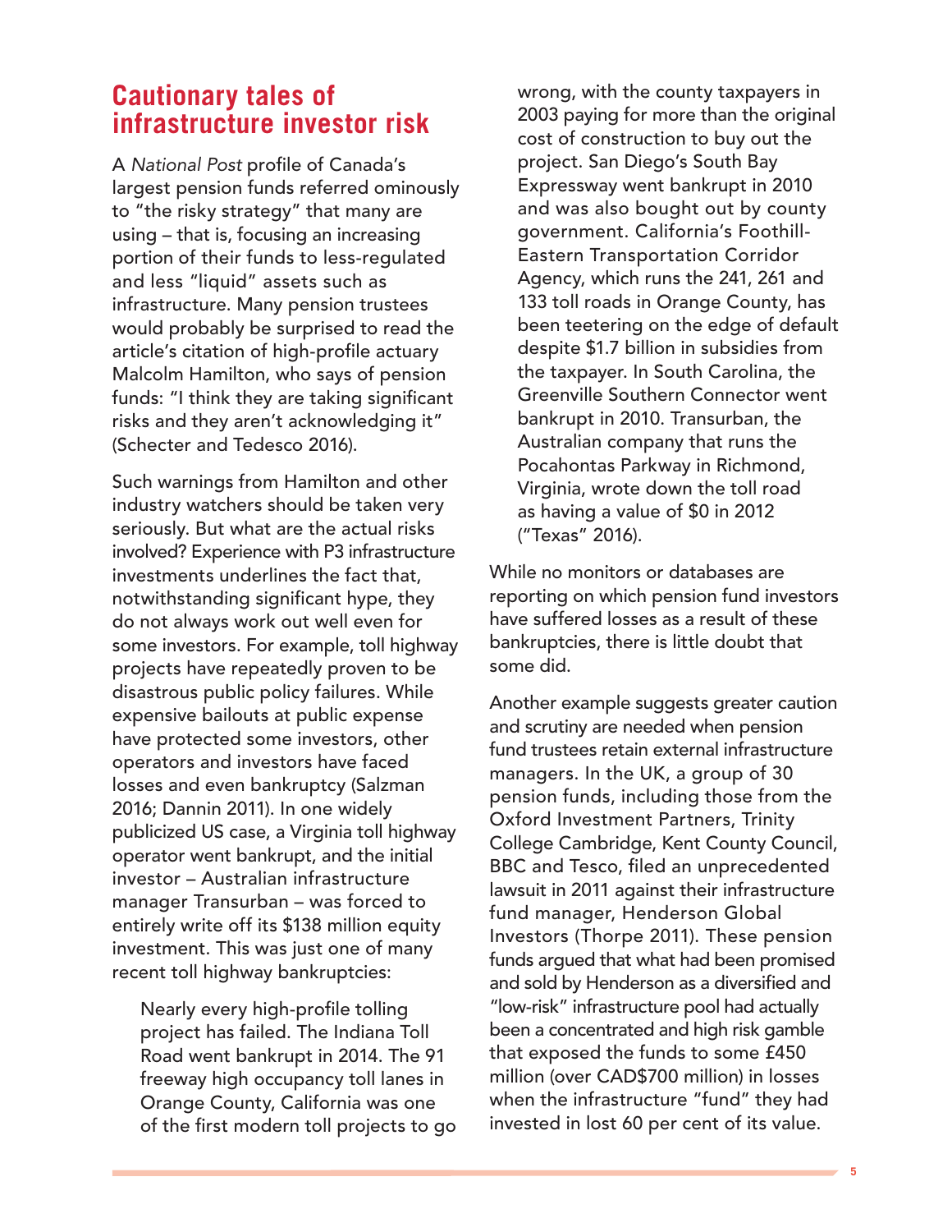## Cautionary tales of infrastructure investor risk

A *National Post* profile of Canada's largest pension funds referred ominously to "the risky strategy" that many are using – that is, focusing an increasing portion of their funds to less-regulated and less "liquid" assets such as infrastructure. Many pension trustees would probably be surprised to read the article's citation of high-profile actuary Malcolm Hamilton, who says of pension funds: "I think they are taking significant risks and they aren't acknowledging it" (Schecter and Tedesco 2016).

Such warnings from Hamilton and other industry watchers should be taken very seriously. But what are the actual risks involved? Experience with P3 infrastructure investments underlines the fact that, notwithstanding significant hype, they do not always work out well even for some investors. For example, toll highway projects have repeatedly proven to be disastrous public policy failures. While expensive bailouts at public expense have protected some investors, other operators and investors have faced losses and even bankruptcy (Salzman 2016; Dannin 2011). In one widely publicized US case, a Virginia toll highway operator went bankrupt, and the initial investor – Australian infrastructure manager Transurban – was forced to entirely write off its $138 million equity investment. This was just one of many recent toll highway bankruptcies:

> Nearly every high-profile tolling project has failed. The Indiana Toll Road went bankrupt in 2014. The 91 freeway high occupancy toll lanes in Orange County, California was one of the first modern toll projects to go wrong, with the county taxpayers in 2003 paying for more than the original cost of construction to buy out the project. San Diego's South Bay Expressway went bankrupt in 2010 and was also bought out by county government. California's Foothill-Eastern Transportation Corridor Agency, which runs the 241, 261 and 133 toll roads in Orange County, has been teetering on the edge of default despite $1.7 billion in subsidies from the taxpayer. In South Carolina, the Greenville Southern Connector went bankrupt in 2010. Transurban, the Australian company that runs the Pocahontas Parkway in Richmond, Virginia, wrote down the toll road as having a value of $0 in 2012 ("Texas" 2016).

While no monitors or databases are reporting on which pension fund investors have suffered losses as a result of these bankruptcies, there is little doubt that some did.

Another example suggests greater caution and scrutiny are needed when pension fund trustees retain external infrastructure managers. In the UK, a group of 30 pension funds, including those from the Oxford Investment Partners, Trinity College Cambridge, Kent County Council, BBC and Tesco, filed an unprecedented lawsuit in 2011 against their infrastructure fund manager, Henderson Global Investors (Thorpe 2011). These pension funds argued that what had been promised and sold by Henderson as a diversified and "low-risk" infrastructure pool had actually been a concentrated and high risk gamble that exposed the funds to some £450 million (over CAD$700 million) in losses when the infrastructure "fund" they had invested in lost 60 per cent of its value.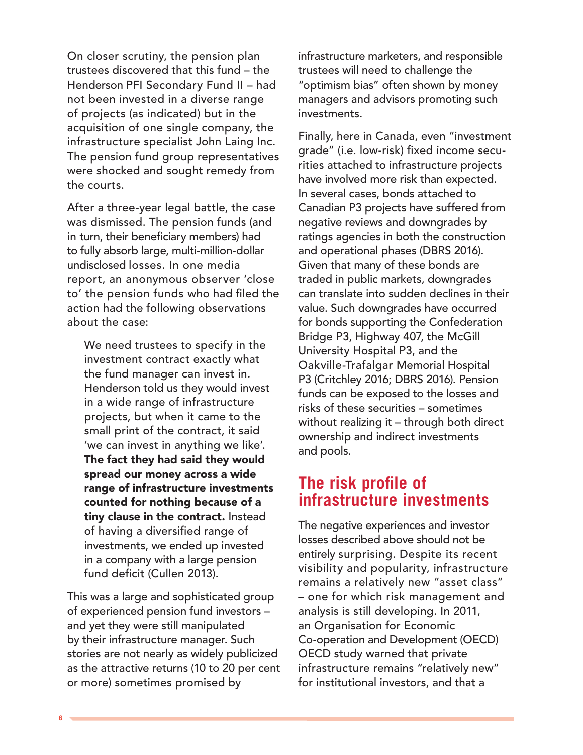On closer scrutiny, the pension plan trustees discovered that this fund – the Henderson PFI Secondary Fund II – had not been invested in a diverse range of projects (as indicated) but in the acquisition of one single company, the infrastructure specialist John Laing Inc. The pension fund group representatives were shocked and sought remedy from the courts.

After a three-year legal battle, the case was dismissed. The pension funds (and in turn, their beneficiary members) had to fully absorb large, multi-million-dollar undisclosed losses. In one media report, an anonymous observer 'close to' the pension funds who had filed the action had the following observations about the case:

> We need trustees to specify in the investment contract exactly what the fund manager can invest in. Henderson told us they would invest in a wide range of infrastructure projects, but when it came to the small print of the contract, it said 'we can invest in anything we like'. **The fact they had said they would spread our money across a wide range of infrastructure investments counted for nothing because of a tiny clause in the contract.** Instead of having a diversified range of investments, we ended up invested in a company with a large pension fund deficit (Cullen 2013).

This was a large and sophisticated group of experienced pension fund investors – and yet they were still manipulated by their infrastructure manager. Such stories are not nearly as widely publicized as the attractive returns (10 to 20 per cent or more) sometimes promised by infrastructure marketers, and responsible trustees will need to challenge the "optimism bias" often shown by money managers and advisors promoting such investments.

Finally, here in Canada, even "investment grade" (i.e. low-risk) fixed income securities attached to infrastructure projects have involved more risk than expected. In several cases, bonds attached to Canadian P3 projects have suffered from negative reviews and downgrades by ratings agencies in both the construction and operational phases (DBRS 2016). Given that many of these bonds are traded in public markets, downgrades can translate into sudden declines in their value. Such downgrades have occurred for bonds supporting the Confederation Bridge P3, Highway 407, the McGill University Hospital P3, and the Oakville-Trafalgar Memorial Hospital P3 (Critchley 2016; DBRS 2016). Pension funds can be exposed to the losses and risks of these securities – sometimes without realizing it – through both direct ownership and indirect investments and pools.

## The risk profile of infrastructure investments

The negative experiences and investor losses described above should not be entirely surprising. Despite its recent visibility and popularity, infrastructure remains a relatively new "asset class" – one for which risk management and analysis is still developing. In 2011, an Organisation for Economic Co-operation and Development (OECD) OECD study warned that private infrastructure remains "relatively new" for institutional investors, and that a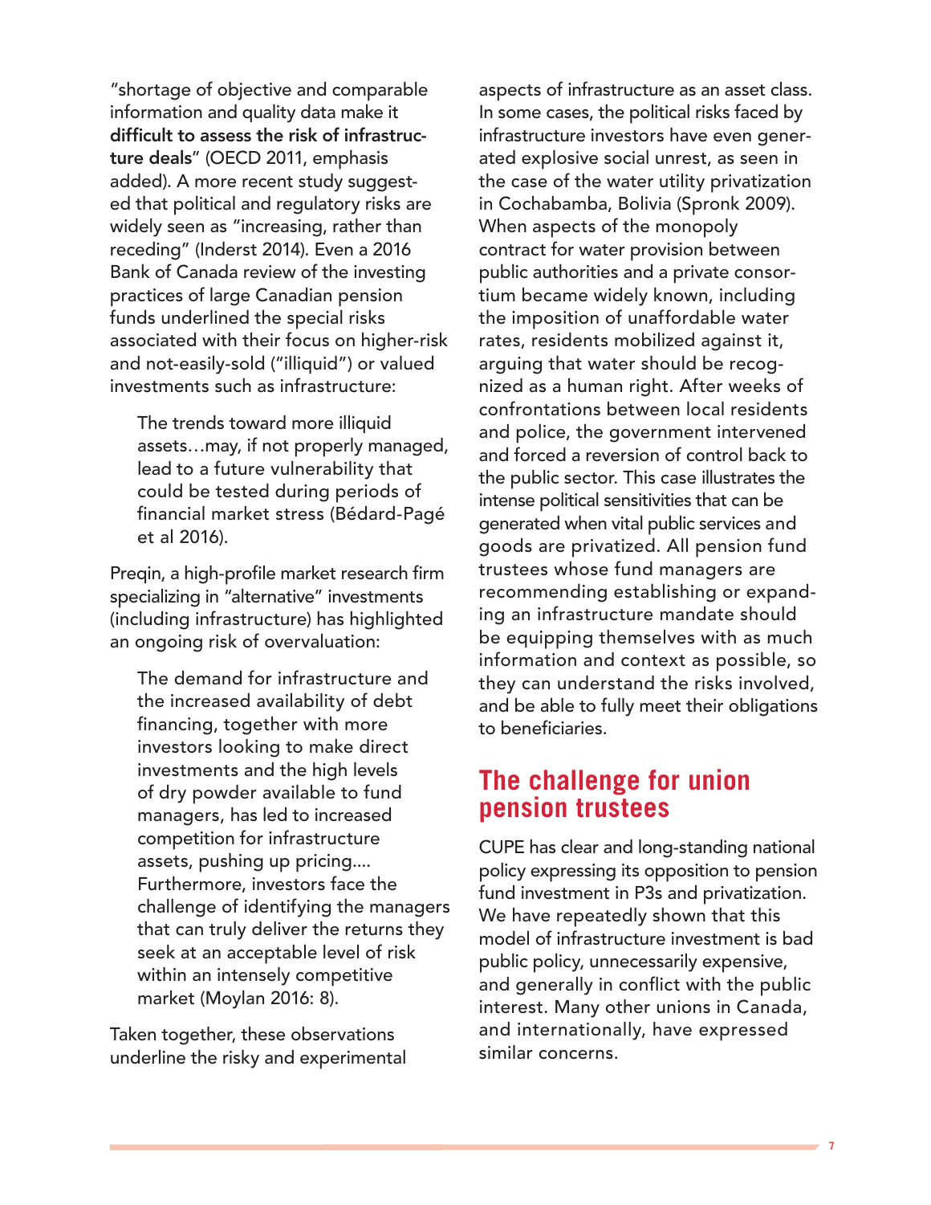"shortage of objective and comparable information and quality data make it **difficult to assess the risk of infrastructure deals**" (OECD 2011, emphasis added). A more recent study suggested that political and regulatory risks are widely seen as "increasing, rather than receding" (Inderst 2014). Even a 2016 Bank of Canada review of the investing practices of large Canadian pension funds underlined the special risks associated with their focus on higher-risk and not-easily-sold ("illiquid") or valued investments such as infrastructure:

> The trends toward more illiquid assets…may, if not properly managed, lead to a future vulnerability that could be tested during periods of financial market stress (Bédard-Pagé et al 2016).

Preqin, a high-profile market research firm specializing in "alternative" investments (including infrastructure) has highlighted an ongoing risk of overvaluation:

> The demand for infrastructure and the increased availability of debt financing, together with more investors looking to make direct investments and the high levels of dry powder available to fund managers, has led to increased competition for infrastructure assets, pushing up pricing.... Furthermore, investors face the challenge of identifying the managers that can truly deliver the returns they seek at an acceptable level of risk within an intensely competitive market (Moylan 2016: 8).

Taken together, these observations underline the risky and experimental aspects of infrastructure as an asset class. In some cases, the political risks faced by infrastructure investors have even generated explosive social unrest, as seen in the case of the water utility privatization in Cochabamba, Bolivia (Spronk 2009). When aspects of the monopoly contract for water provision between public authorities and a private consortium became widely known, including the imposition of unaffordable water rates, residents mobilized against it, arguing that water should be recognized as a human right. After weeks of confrontations between local residents and police, the government intervened and forced a reversion of control back to the public sector. This case illustrates the intense political sensitivities that can be generated when vital public services and goods are privatized. All pension fund trustees whose fund managers are recommending establishing or expanding an infrastructure mandate should be equipping themselves with as much information and context as possible, so they can understand the risks involved, and be able to fully meet their obligations to beneficiaries.

## The challenge for union pension trustees

CUPE has clear and long-standing national policy expressing its opposition to pension fund investment in P3s and privatization. We have repeatedly shown that this model of infrastructure investment is bad public policy, unnecessarily expensive, and generally in conflict with the public interest. Many other unions in Canada, and internationally, have expressed similar concerns.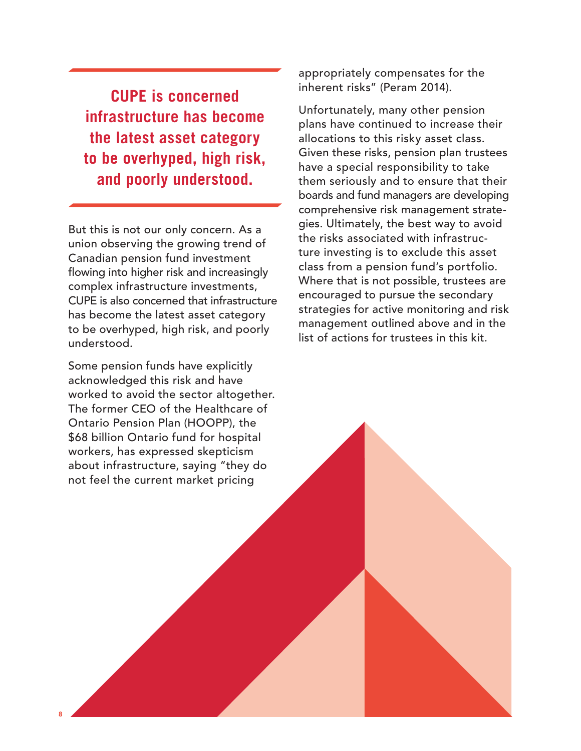**CUPE is concerned infrastructure has become the latest asset category to be overhyped, high risk, and poorly understood.**

But this is not our only concern. As a union observing the growing trend of Canadian pension fund investment flowing into higher risk and increasingly complex infrastructure investments, CUPE is also concerned that infrastructure has become the latest asset category to be overhyped, high risk, and poorly understood.

Some pension funds have explicitly acknowledged this risk and have worked to avoid the sector altogether. The former CEO of the Healthcare of Ontario Pension Plan (HOOPP), the $68 billion Ontario fund for hospital workers, has expressed skepticism about infrastructure, saying "they do not feel the current market pricing appropriately compensates for the inherent risks" (Peram 2014).

Unfortunately, many other pension plans have continued to increase their allocations to this risky asset class. Given these risks, pension plan trustees have a special responsibility to take them seriously and to ensure that their boards and fund managers are developing comprehensive risk management strategies. Ultimately, the best way to avoid the risks associated with infrastructure investing is to exclude this asset class from a pension fund's portfolio. Where that is not possible, trustees are encouraged to pursue the secondary strategies for active monitoring and risk management outlined above and in the list of actions for trustees in this kit.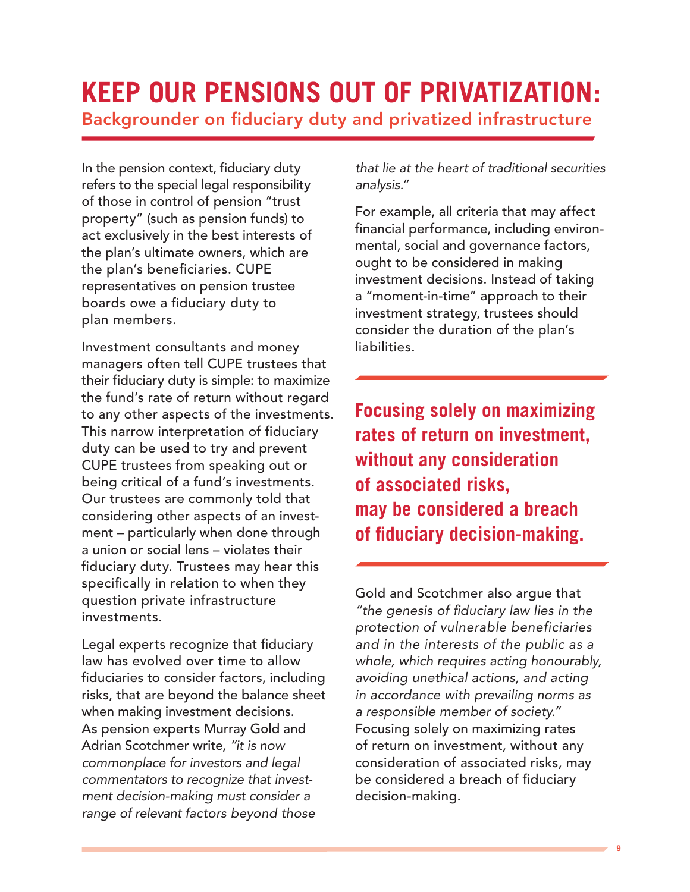# KEEP OUR PENSIONS OUT OF PRIVATIZATION:

## Backgrounder on fiduciary duty and privatized infrastructure

In the pension context, fiduciary duty refers to the special legal responsibility of those in control of pension "trust property" (such as pension funds) to act exclusively in the best interests of the plan's ultimate owners, which are the plan's beneficiaries. CUPE representatives on pension trustee boards owe a fiduciary duty to plan members.

Investment consultants and money managers often tell CUPE trustees that their fiduciary duty is simple: to maximize the fund's rate of return without regard to any other aspects of the investments. This narrow interpretation of fiduciary duty can be used to try and prevent CUPE trustees from speaking out or being critical of a fund's investments. Our trustees are commonly told that considering other aspects of an investment – particularly when done through a union or social lens – violates their fiduciary duty. Trustees may hear this specifically in relation to when they question private infrastructure investments.

Legal experts recognize that fiduciary law has evolved over time to allow fiduciaries to consider factors, including risks, that are beyond the balance sheet when making investment decisions. As pension experts Murray Gold and Adrian Scotchmer write, *"it is now commonplace for investors and legal commentators to recognize that investment decision-making must consider a range of relevant factors beyond those that lie at the heart of traditional securities analysis."*

For example, all criteria that may affect financial performance, including environmental, social and governance factors, ought to be considered in making investment decisions. Instead of taking a "moment-in-time" approach to their investment strategy, trustees should consider the duration of the plan's liabilities.

**Focusing solely on maximizing rates of return on investment, without any consideration of associated risks, may be considered a breach of fiduciary decision-making.**

Gold and Scotchmer also argue that *"the genesis of fiduciary law lies in the protection of vulnerable beneficiaries and in the interests of the public as a whole, which requires acting honourably, avoiding unethical actions, and acting in accordance with prevailing norms as a responsible member of society."* Focusing solely on maximizing rates of return on investment, without any consideration of associated risks, may be considered a breach of fiduciary decision-making.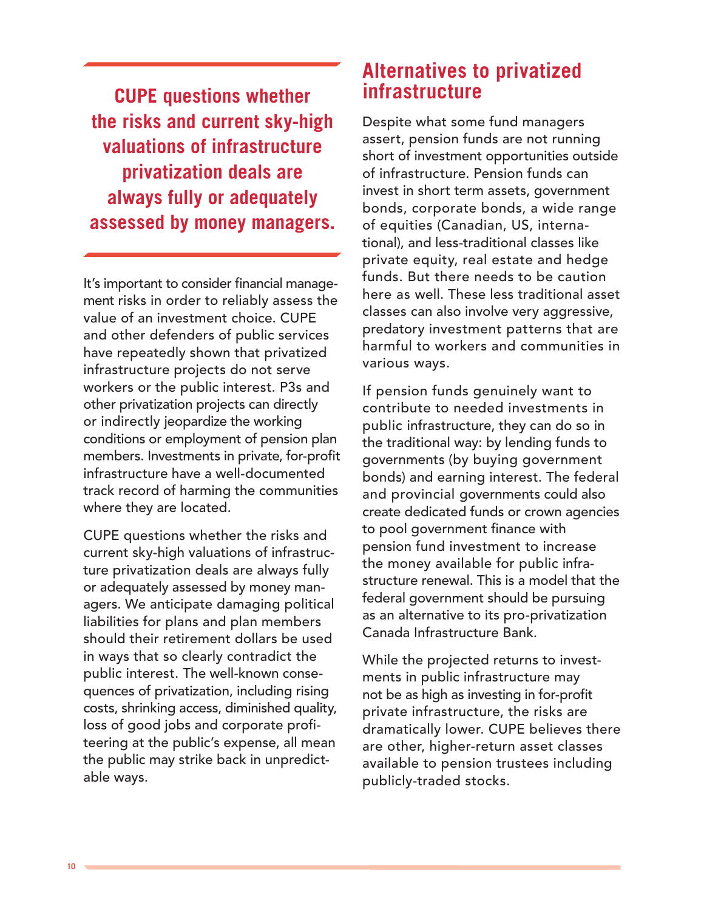> **CUPE questions whether the risks and current sky-high valuations of infrastructure privatization deals are always fully or adequately assessed by money managers.**

It's important to consider financial management risks in order to reliably assess the value of an investment choice. CUPE and other defenders of public services have repeatedly shown that privatized infrastructure projects do not serve workers or the public interest. P3s and other privatization projects can directly or indirectly jeopardize the working conditions or employment of pension plan members. Investments in private, for-profit infrastructure have a well-documented track record of harming the communities where they are located.

CUPE questions whether the risks and current sky-high valuations of infrastructure privatization deals are always fully or adequately assessed by money managers. We anticipate damaging political liabilities for plans and plan members should their retirement dollars be used in ways that so clearly contradict the public interest. The well-known consequences of privatization, including rising costs, shrinking access, diminished quality, loss of good jobs and corporate profiteering at the public's expense, all mean the public may strike back in unpredictable ways.

## Alternatives to privatized infrastructure

Despite what some fund managers assert, pension funds are not running short of investment opportunities outside of infrastructure. Pension funds can invest in short term assets, government bonds, corporate bonds, a wide range of equities (Canadian, US, international), and less-traditional classes like private equity, real estate and hedge funds. But there needs to be caution here as well. These less traditional asset classes can also involve very aggressive, predatory investment patterns that are harmful to workers and communities in various ways.

If pension funds genuinely want to contribute to needed investments in public infrastructure, they can do so in the traditional way: by lending funds to governments (by buying government bonds) and earning interest. The federal and provincial governments could also create dedicated funds or crown agencies to pool government finance with pension fund investment to increase the money available for public infrastructure renewal. This is a model that the federal government should be pursuing as an alternative to its pro-privatization Canada Infrastructure Bank.

While the projected returns to investments in public infrastructure may not be as high as investing in for-profit private infrastructure, the risks are dramatically lower. CUPE believes there are other, higher-return asset classes available to pension trustees including publicly-traded stocks.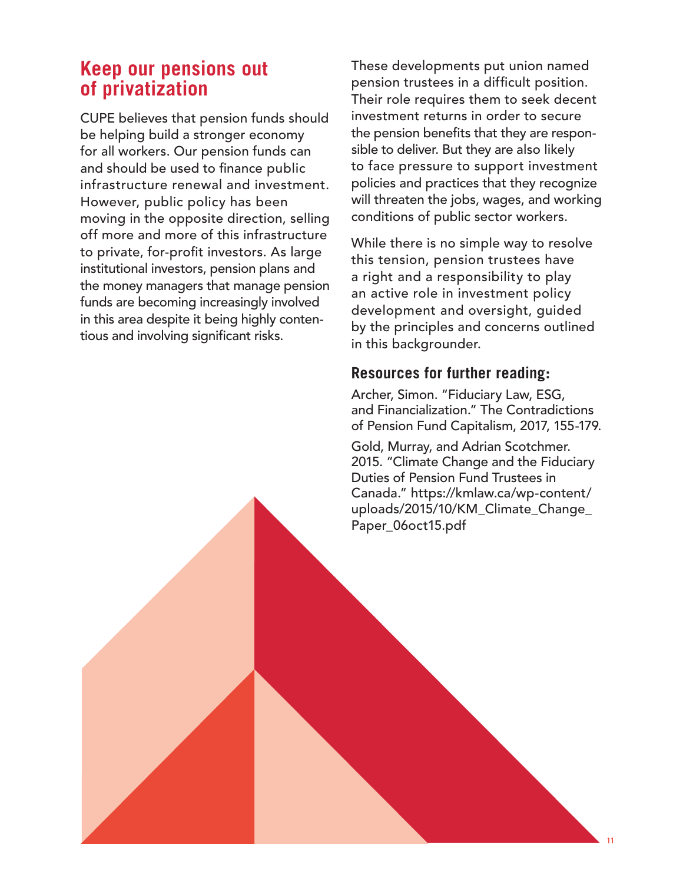## Keep our pensions out of privatization

CUPE believes that pension funds should be helping build a stronger economy for all workers. Our pension funds can and should be used to finance public infrastructure renewal and investment. However, public policy has been moving in the opposite direction, selling off more and more of this infrastructure to private, for-profit investors. As large institutional investors, pension plans and the money managers that manage pension funds are becoming increasingly involved in this area despite it being highly contentious and involving significant risks.

These developments put union named pension trustees in a difficult position. Their role requires them to seek decent investment returns in order to secure the pension benefits that they are responsible to deliver. But they are also likely to face pressure to support investment policies and practices that they recognize will threaten the jobs, wages, and working conditions of public sector workers.

While there is no simple way to resolve this tension, pension trustees have a right and a responsibility to play an active role in investment policy development and oversight, guided by the principles and concerns outlined in this backgrounder.

### Resources for further reading:

Archer, Simon. "Fiduciary Law, ESG, and Financialization." The Contradictions of Pension Fund Capitalism, 2017, 155-179.

Gold, Murray, and Adrian Scotchmer. 2015. "Climate Change and the Fiduciary Duties of Pension Fund Trustees in Canada." https://kmlaw.ca/wp-content/uploads/2015/10/KM_Climate_Change_Paper_06oct15.pdf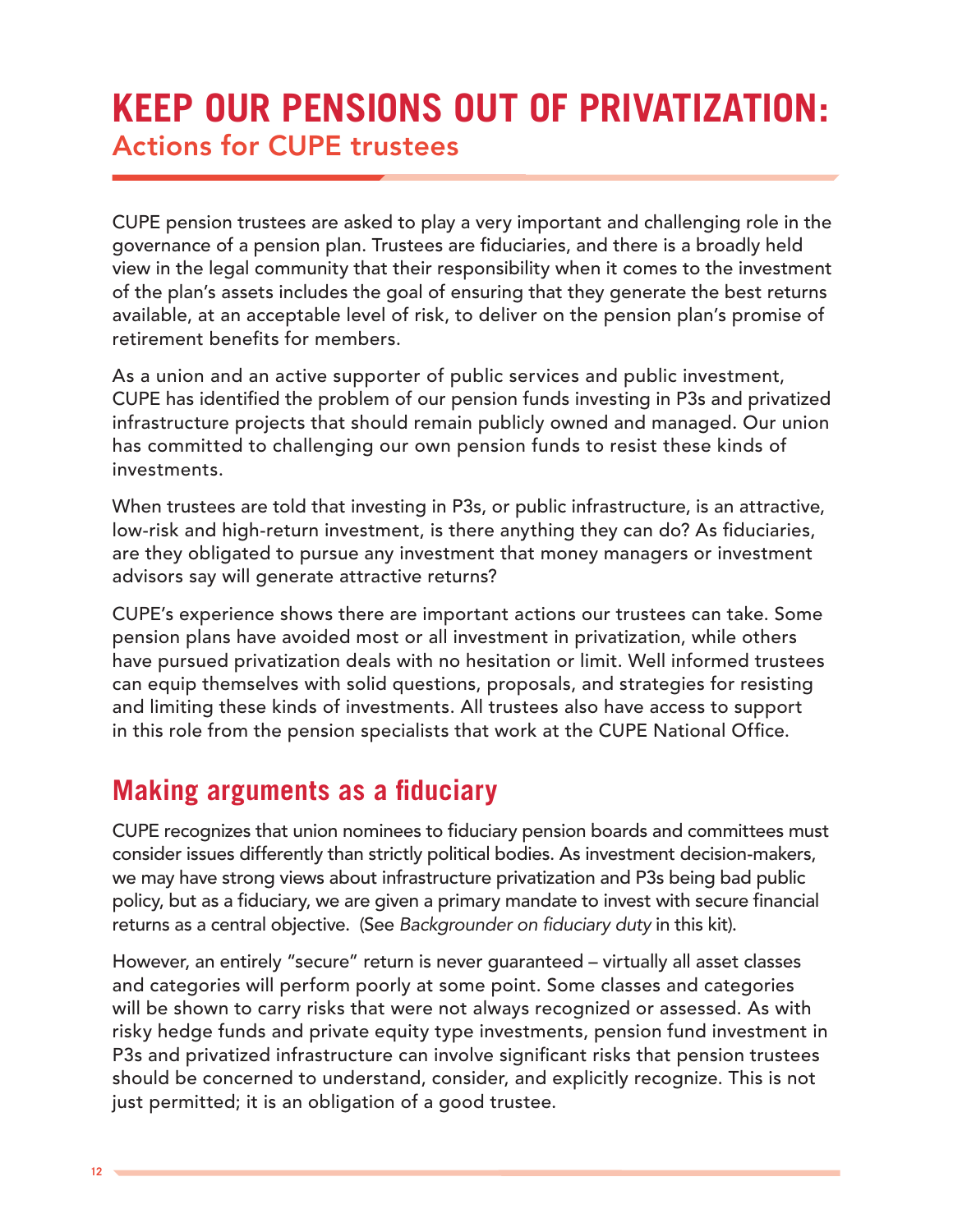# KEEP OUR PENSIONS OUT OF PRIVATIZATION:

## Actions for CUPE trustees

CUPE pension trustees are asked to play a very important and challenging role in the governance of a pension plan. Trustees are fiduciaries, and there is a broadly held view in the legal community that their responsibility when it comes to the investment of the plan's assets includes the goal of ensuring that they generate the best returns available, at an acceptable level of risk, to deliver on the pension plan's promise of retirement benefits for members.

As a union and an active supporter of public services and public investment, CUPE has identified the problem of our pension funds investing in P3s and privatized infrastructure projects that should remain publicly owned and managed. Our union has committed to challenging our own pension funds to resist these kinds of investments.

When trustees are told that investing in P3s, or public infrastructure, is an attractive, low-risk and high-return investment, is there anything they can do? As fiduciaries, are they obligated to pursue any investment that money managers or investment advisors say will generate attractive returns?

CUPE's experience shows there are important actions our trustees can take. Some pension plans have avoided most or all investment in privatization, while others have pursued privatization deals with no hesitation or limit. Well informed trustees can equip themselves with solid questions, proposals, and strategies for resisting and limiting these kinds of investments. All trustees also have access to support in this role from the pension specialists that work at the CUPE National Office.

## Making arguments as a fiduciary

CUPE recognizes that union nominees to fiduciary pension boards and committees must consider issues differently than strictly political bodies. As investment decision-makers, we may have strong views about infrastructure privatization and P3s being bad public policy, but as a fiduciary, we are given a primary mandate to invest with secure financial returns as a central objective. (See *Backgrounder on fiduciary duty* in this kit).

However, an entirely "secure" return is never guaranteed – virtually all asset classes and categories will perform poorly at some point. Some classes and categories will be shown to carry risks that were not always recognized or assessed. As with risky hedge funds and private equity type investments, pension fund investment in P3s and privatized infrastructure can involve significant risks that pension trustees should be concerned to understand, consider, and explicitly recognize. This is not just permitted; it is an obligation of a good trustee.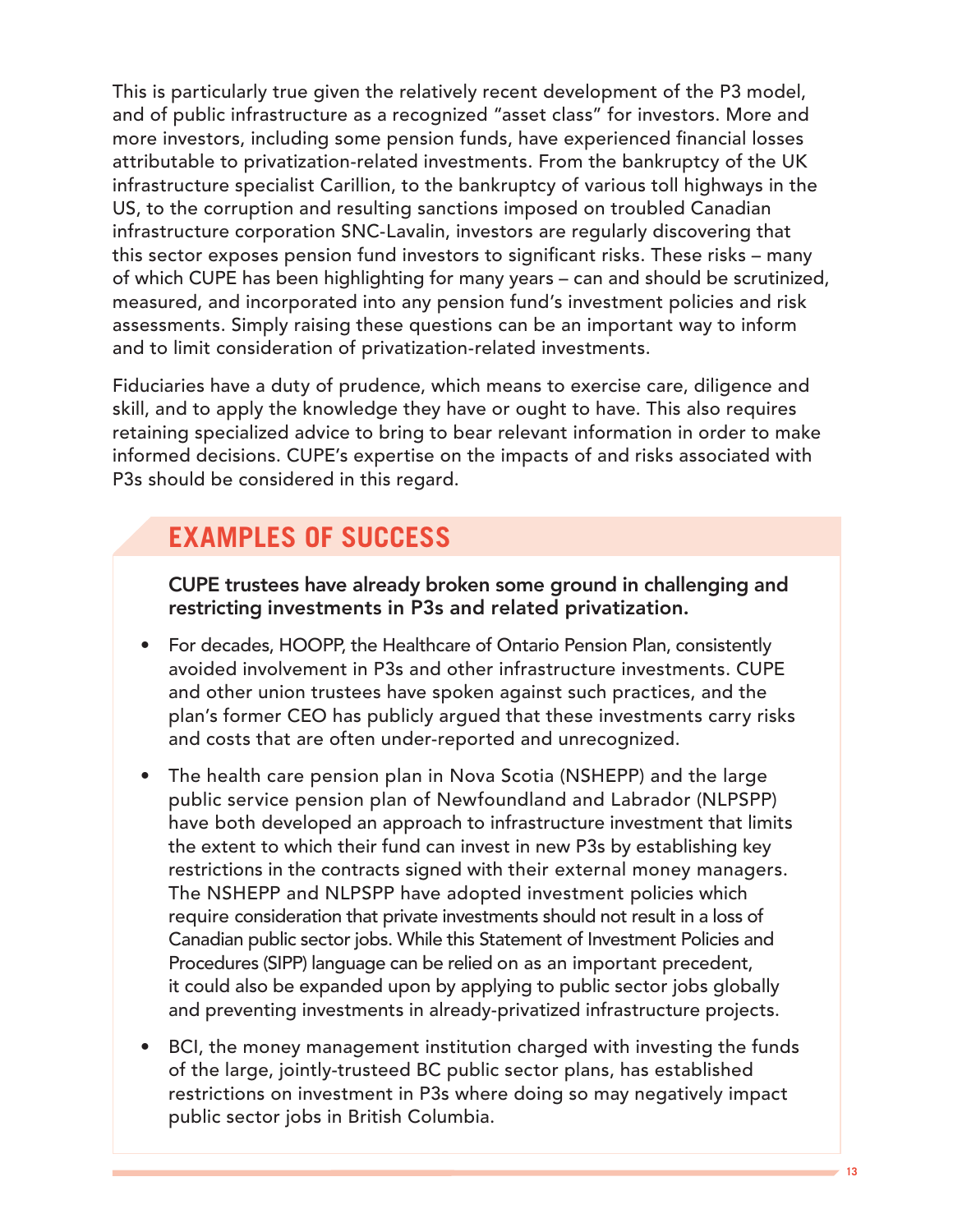This is particularly true given the relatively recent development of the P3 model, and of public infrastructure as a recognized "asset class" for investors. More and more investors, including some pension funds, have experienced financial losses attributable to privatization-related investments. From the bankruptcy of the UK infrastructure specialist Carillion, to the bankruptcy of various toll highways in the US, to the corruption and resulting sanctions imposed on troubled Canadian infrastructure corporation SNC-Lavalin, investors are regularly discovering that this sector exposes pension fund investors to significant risks. These risks – many of which CUPE has been highlighting for many years – can and should be scrutinized, measured, and incorporated into any pension fund's investment policies and risk assessments. Simply raising these questions can be an important way to inform and to limit consideration of privatization-related investments.

Fiduciaries have a duty of prudence, which means to exercise care, diligence and skill, and to apply the knowledge they have or ought to have. This also requires retaining specialized advice to bring to bear relevant information in order to make informed decisions. CUPE's expertise on the impacts of and risks associated with P3s should be considered in this regard.

## EXAMPLES OF SUCCESS

**CUPE trustees have already broken some ground in challenging and restricting investments in P3s and related privatization.**

- For decades, HOOPP, the Healthcare of Ontario Pension Plan, consistently avoided involvement in P3s and other infrastructure investments. CUPE and other union trustees have spoken against such practices, and the plan's former CEO has publicly argued that these investments carry risks and costs that are often under-reported and unrecognized.
- The health care pension plan in Nova Scotia (NSHEPP) and the large public service pension plan of Newfoundland and Labrador (NLPSPP) have both developed an approach to infrastructure investment that limits the extent to which their fund can invest in new P3s by establishing key restrictions in the contracts signed with their external money managers. The NSHEPP and NLPSPP have adopted investment policies which require consideration that private investments should not result in a loss of Canadian public sector jobs. While this Statement of Investment Policies and Procedures (SIPP) language can be relied on as an important precedent, it could also be expanded upon by applying to public sector jobs globally and preventing investments in already-privatized infrastructure projects.
- BCI, the money management institution charged with investing the funds of the large, jointly-trusteed BC public sector plans, has established restrictions on investment in P3s where doing so may negatively impact public sector jobs in British Columbia.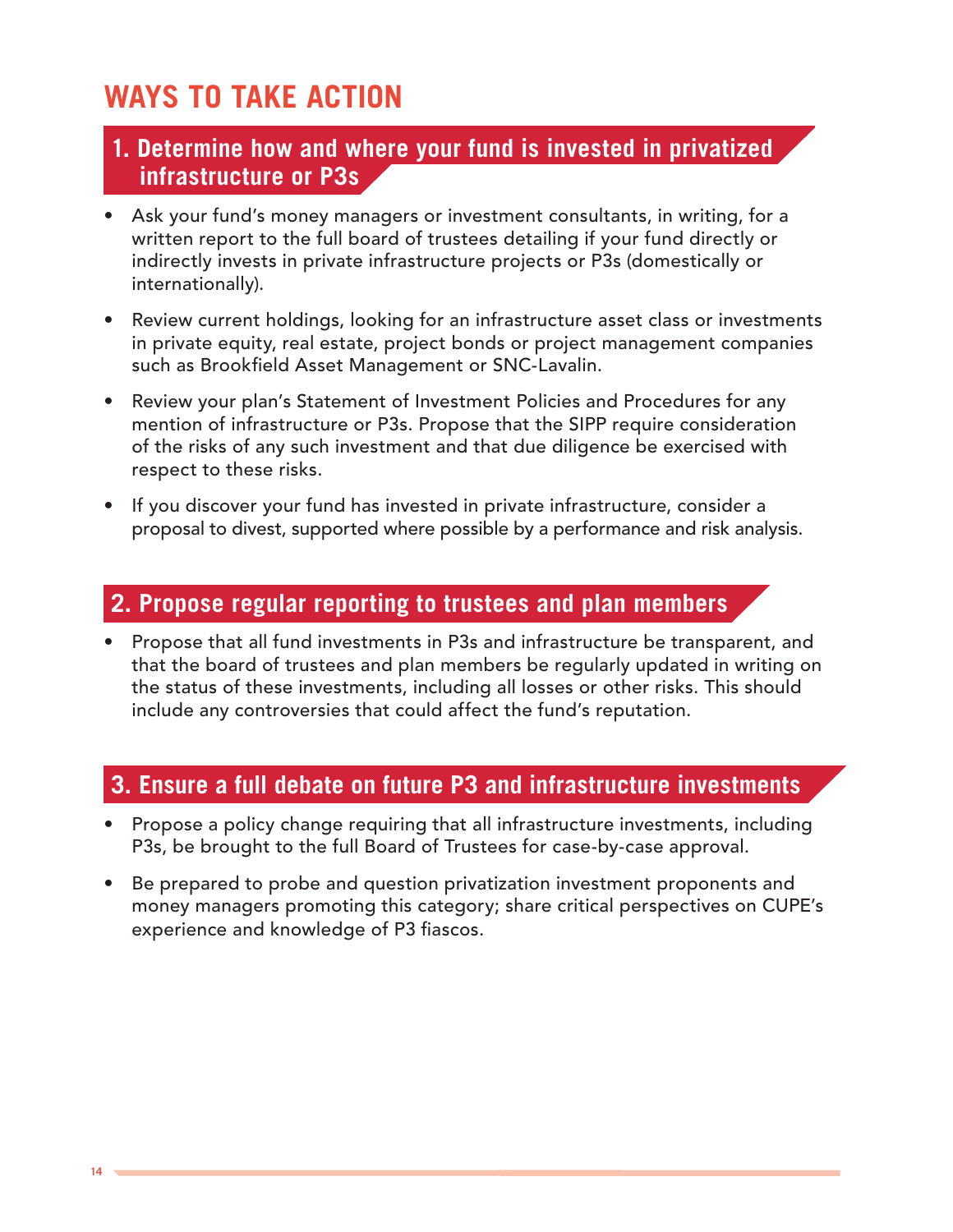# WAYS TO TAKE ACTION

## 1. Determine how and where your fund is invested in privatized infrastructure or P3s

- Ask your fund's money managers or investment consultants, in writing, for a written report to the full board of trustees detailing if your fund directly or indirectly invests in private infrastructure projects or P3s (domestically or internationally).
- Review current holdings, looking for an infrastructure asset class or investments in private equity, real estate, project bonds or project management companies such as Brookfield Asset Management or SNC-Lavalin.
- Review your plan's Statement of Investment Policies and Procedures for any mention of infrastructure or P3s. Propose that the SIPP require consideration of the risks of any such investment and that due diligence be exercised with respect to these risks.
- If you discover your fund has invested in private infrastructure, consider a proposal to divest, supported where possible by a performance and risk analysis.

## 2. Propose regular reporting to trustees and plan members

- Propose that all fund investments in P3s and infrastructure be transparent, and that the board of trustees and plan members be regularly updated in writing on the status of these investments, including all losses or other risks. This should include any controversies that could affect the fund's reputation.

## 3. Ensure a full debate on future P3 and infrastructure investments

- Propose a policy change requiring that all infrastructure investments, including P3s, be brought to the full Board of Trustees for case-by-case approval.
- Be prepared to probe and question privatization investment proponents and money managers promoting this category; share critical perspectives on CUPE's experience and knowledge of P3 fiascos.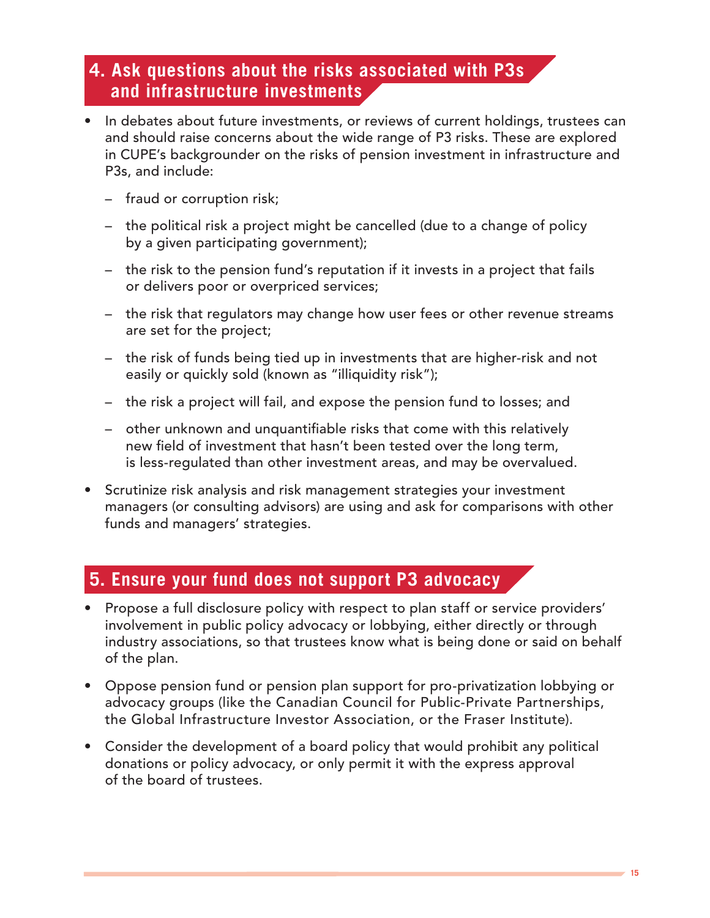## 4. Ask questions about the risks associated with P3s and infrastructure investments

- In debates about future investments, or reviews of current holdings, trustees can and should raise concerns about the wide range of P3 risks. These are explored in CUPE's backgrounder on the risks of pension investment in infrastructure and P3s, and include:
  - fraud or corruption risk;
  - the political risk a project might be cancelled (due to a change of policy by a given participating government);
  - the risk to the pension fund's reputation if it invests in a project that fails or delivers poor or overpriced services;
  - the risk that regulators may change how user fees or other revenue streams are set for the project;
  - the risk of funds being tied up in investments that are higher-risk and not easily or quickly sold (known as "illiquidity risk");
  - the risk a project will fail, and expose the pension fund to losses; and
  - other unknown and unquantifiable risks that come with this relatively new field of investment that hasn't been tested over the long term, is less-regulated than other investment areas, and may be overvalued.
- Scrutinize risk analysis and risk management strategies your investment managers (or consulting advisors) are using and ask for comparisons with other funds and managers' strategies.

## 5. Ensure your fund does not support P3 advocacy

- Propose a full disclosure policy with respect to plan staff or service providers' involvement in public policy advocacy or lobbying, either directly or through industry associations, so that trustees know what is being done or said on behalf of the plan.
- Oppose pension fund or pension plan support for pro-privatization lobbying or advocacy groups (like the Canadian Council for Public-Private Partnerships, the Global Infrastructure Investor Association, or the Fraser Institute).
- Consider the development of a board policy that would prohibit any political donations or policy advocacy, or only permit it with the express approval of the board of trustees.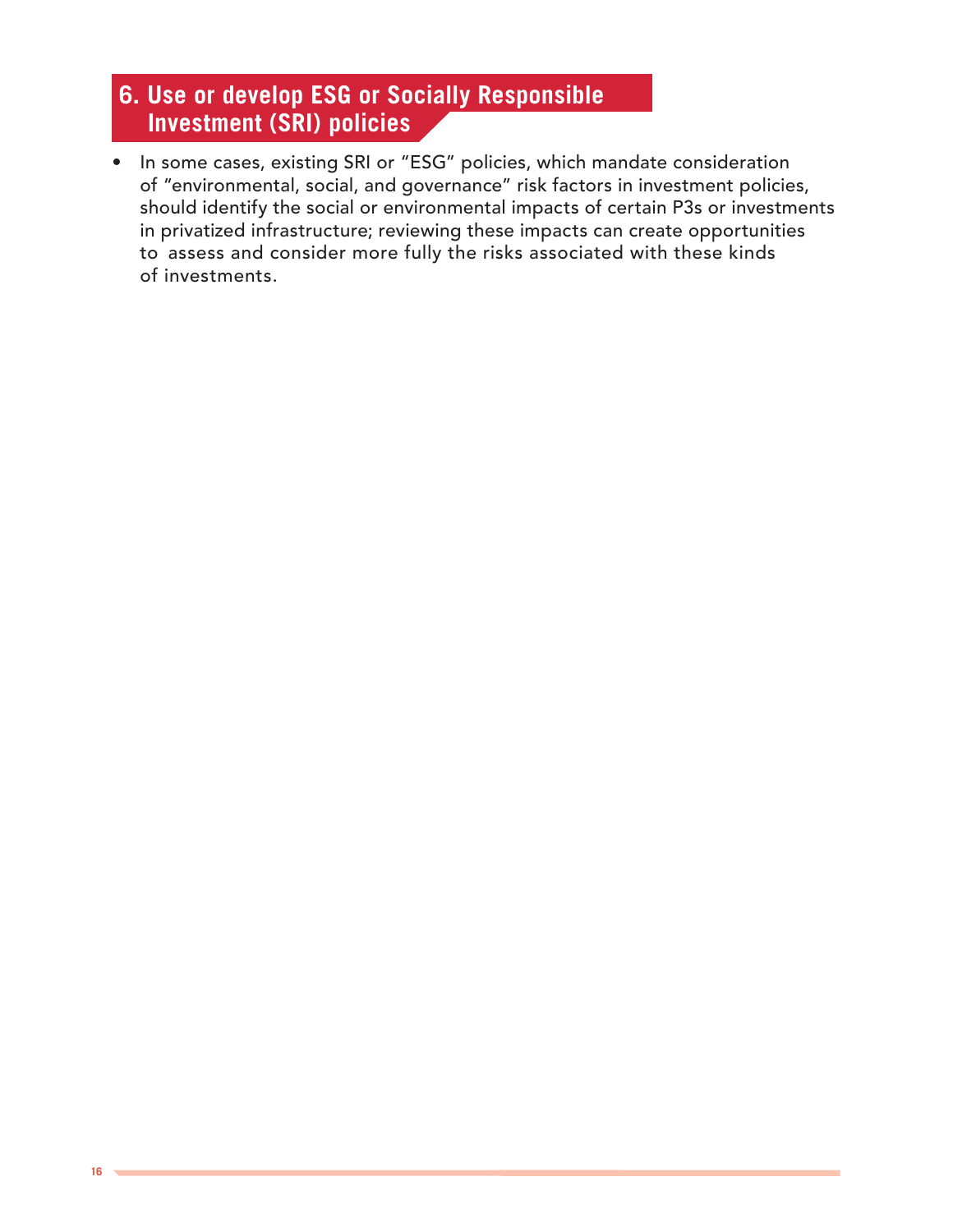## 6. Use or develop ESG or Socially Responsible Investment (SRI) policies

- In some cases, existing SRI or "ESG" policies, which mandate consideration of "environmental, social, and governance" risk factors in investment policies, should identify the social or environmental impacts of certain P3s or investments in privatized infrastructure; reviewing these impacts can create opportunities to assess and consider more fully the risks associated with these kinds of investments.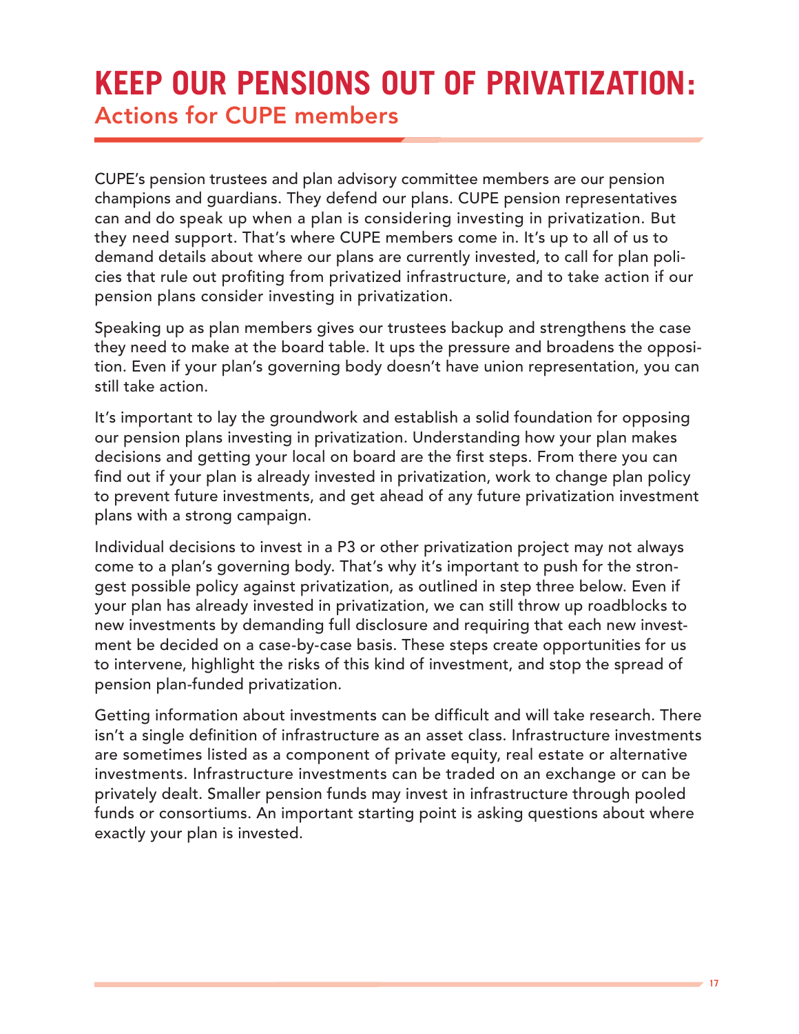# KEEP OUR PENSIONS OUT OF PRIVATIZATION:

## Actions for CUPE members

CUPE's pension trustees and plan advisory committee members are our pension champions and guardians. They defend our plans. CUPE pension representatives can and do speak up when a plan is considering investing in privatization. But they need support. That's where CUPE members come in. It's up to all of us to demand details about where our plans are currently invested, to call for plan policies that rule out profiting from privatized infrastructure, and to take action if our pension plans consider investing in privatization.

Speaking up as plan members gives our trustees backup and strengthens the case they need to make at the board table. It ups the pressure and broadens the opposition. Even if your plan's governing body doesn't have union representation, you can still take action.

It's important to lay the groundwork and establish a solid foundation for opposing our pension plans investing in privatization. Understanding how your plan makes decisions and getting your local on board are the first steps. From there you can find out if your plan is already invested in privatization, work to change plan policy to prevent future investments, and get ahead of any future privatization investment plans with a strong campaign.

Individual decisions to invest in a P3 or other privatization project may not always come to a plan's governing body. That's why it's important to push for the strongest possible policy against privatization, as outlined in step three below. Even if your plan has already invested in privatization, we can still throw up roadblocks to new investments by demanding full disclosure and requiring that each new investment be decided on a case-by-case basis. These steps create opportunities for us to intervene, highlight the risks of this kind of investment, and stop the spread of pension plan-funded privatization.

Getting information about investments can be difficult and will take research. There isn't a single definition of infrastructure as an asset class. Infrastructure investments are sometimes listed as a component of private equity, real estate or alternative investments. Infrastructure investments can be traded on an exchange or can be privately dealt. Smaller pension funds may invest in infrastructure through pooled funds or consortiums. An important starting point is asking questions about where exactly your plan is invested.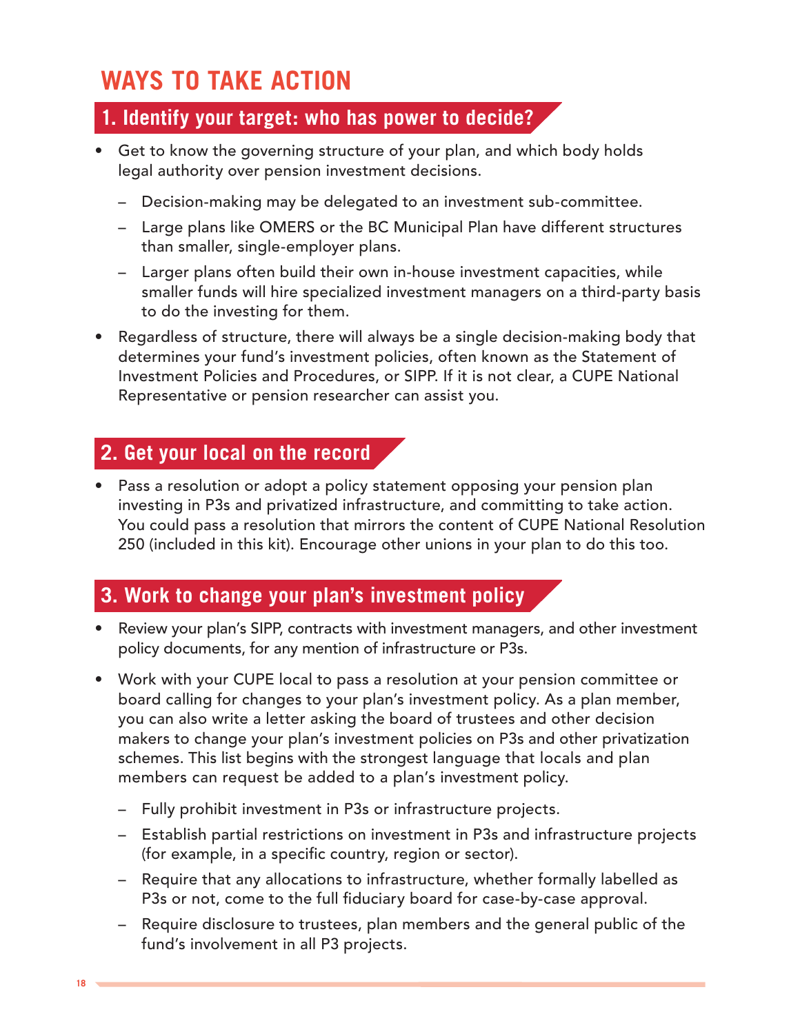# WAYS TO TAKE ACTION

## 1. Identify your target: who has power to decide?

- Get to know the governing structure of your plan, and which body holds legal authority over pension investment decisions.
  - Decision-making may be delegated to an investment sub-committee.
  - Large plans like OMERS or the BC Municipal Plan have different structures than smaller, single-employer plans.
  - Larger plans often build their own in-house investment capacities, while smaller funds will hire specialized investment managers on a third-party basis to do the investing for them.
- Regardless of structure, there will always be a single decision-making body that determines your fund's investment policies, often known as the Statement of Investment Policies and Procedures, or SIPP. If it is not clear, a CUPE National Representative or pension researcher can assist you.

## 2. Get your local on the record

- Pass a resolution or adopt a policy statement opposing your pension plan investing in P3s and privatized infrastructure, and committing to take action. You could pass a resolution that mirrors the content of CUPE National Resolution 250 (included in this kit). Encourage other unions in your plan to do this too.

## 3. Work to change your plan's investment policy

- Review your plan's SIPP, contracts with investment managers, and other investment policy documents, for any mention of infrastructure or P3s.
- Work with your CUPE local to pass a resolution at your pension committee or board calling for changes to your plan's investment policy. As a plan member, you can also write a letter asking the board of trustees and other decision makers to change your plan's investment policies on P3s and other privatization schemes. This list begins with the strongest language that locals and plan members can request be added to a plan's investment policy.
  - Fully prohibit investment in P3s or infrastructure projects.
  - Establish partial restrictions on investment in P3s and infrastructure projects (for example, in a specific country, region or sector).
  - Require that any allocations to infrastructure, whether formally labelled as P3s or not, come to the full fiduciary board for case-by-case approval.
  - Require disclosure to trustees, plan members and the general public of the fund's involvement in all P3 projects.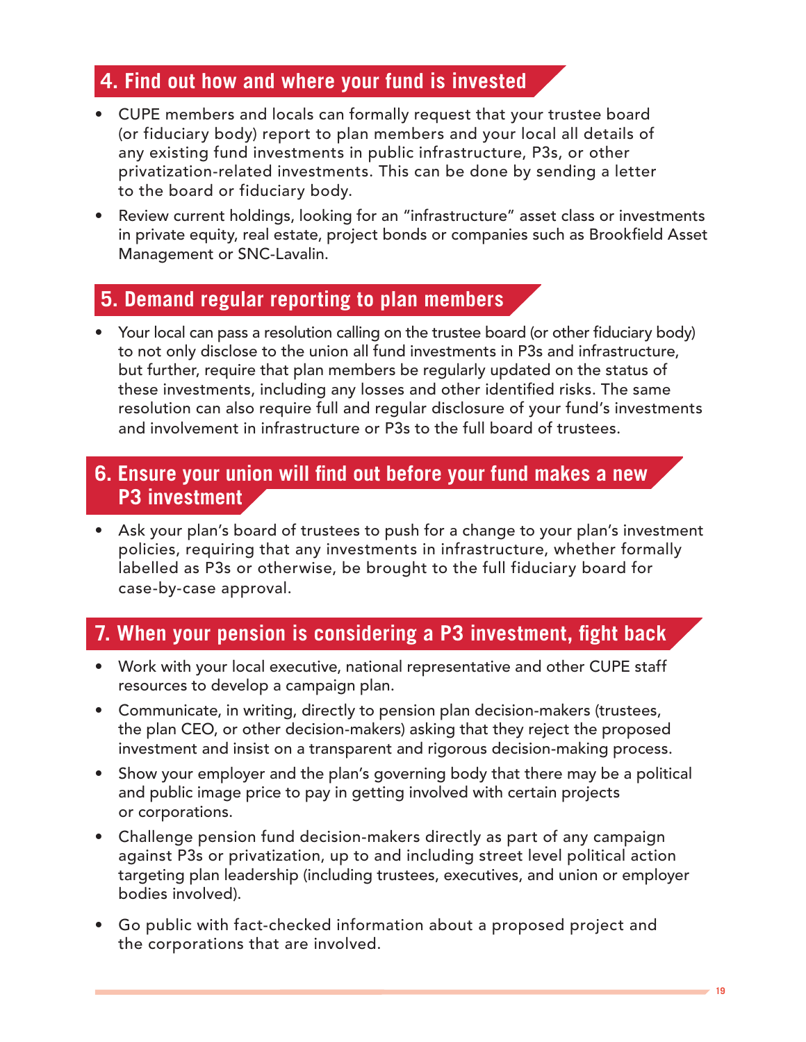## 4. Find out how and where your fund is invested

- CUPE members and locals can formally request that your trustee board (or fiduciary body) report to plan members and your local all details of any existing fund investments in public infrastructure, P3s, or other privatization-related investments. This can be done by sending a letter to the board or fiduciary body.
- Review current holdings, looking for an "infrastructure" asset class or investments in private equity, real estate, project bonds or companies such as Brookfield Asset Management or SNC-Lavalin.

## 5. Demand regular reporting to plan members

- Your local can pass a resolution calling on the trustee board (or other fiduciary body) to not only disclose to the union all fund investments in P3s and infrastructure, but further, require that plan members be regularly updated on the status of these investments, including any losses and other identified risks. The same resolution can also require full and regular disclosure of your fund's investments and involvement in infrastructure or P3s to the full board of trustees.

## 6. Ensure your union will find out before your fund makes a new P3 investment

- Ask your plan's board of trustees to push for a change to your plan's investment policies, requiring that any investments in infrastructure, whether formally labelled as P3s or otherwise, be brought to the full fiduciary board for case-by-case approval.

## 7. When your pension is considering a P3 investment, fight back

- Work with your local executive, national representative and other CUPE staff resources to develop a campaign plan.
- Communicate, in writing, directly to pension plan decision-makers (trustees, the plan CEO, or other decision-makers) asking that they reject the proposed investment and insist on a transparent and rigorous decision-making process.
- Show your employer and the plan's governing body that there may be a political and public image price to pay in getting involved with certain projects or corporations.
- Challenge pension fund decision-makers directly as part of any campaign against P3s or privatization, up to and including street level political action targeting plan leadership (including trustees, executives, and union or employer bodies involved).
- Go public with fact-checked information about a proposed project and the corporations that are involved.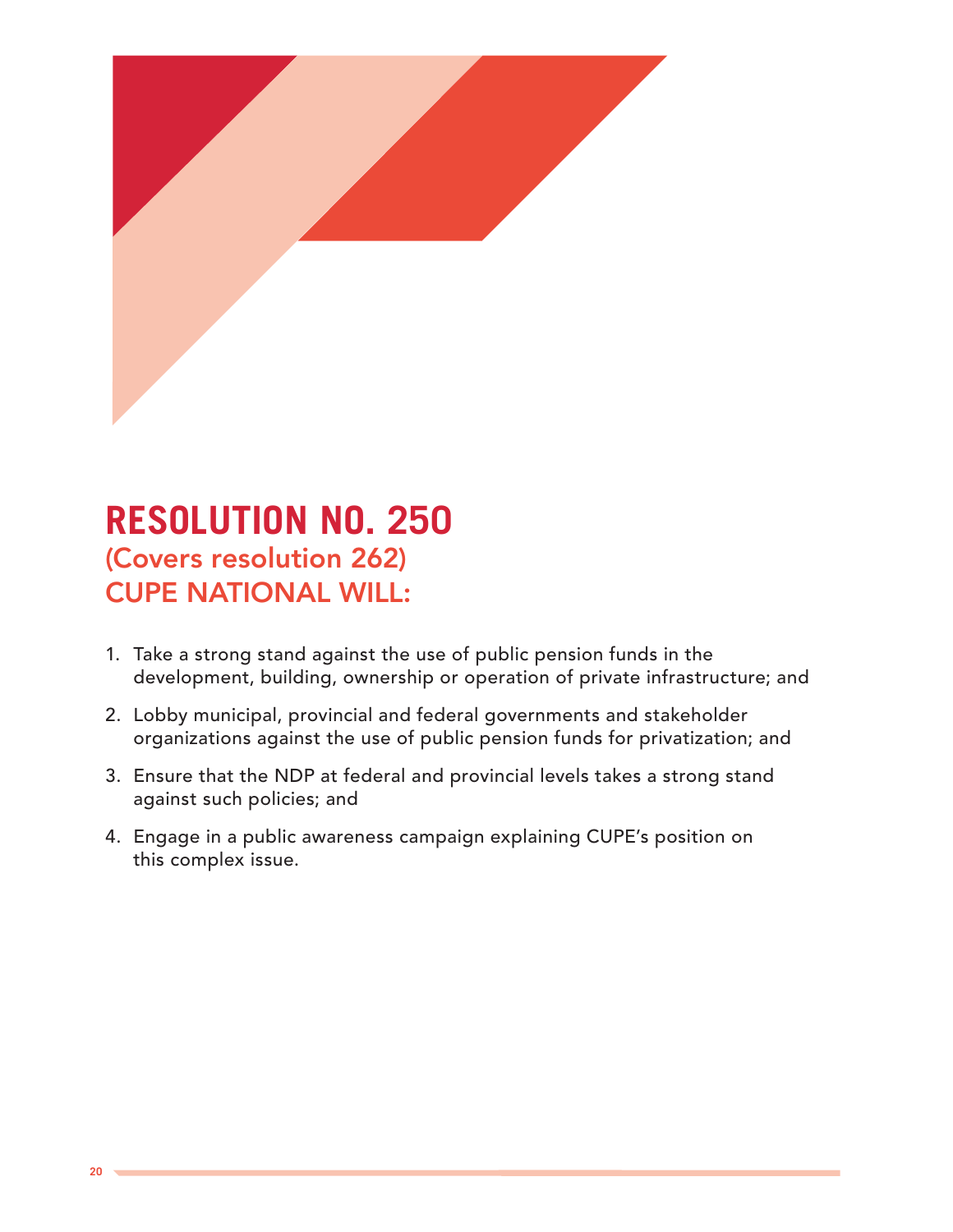# RESOLUTION NO. 250

## (Covers resolution 262)

## CUPE NATIONAL WILL:

1. Take a strong stand against the use of public pension funds in the development, building, ownership or operation of private infrastructure; and
2. Lobby municipal, provincial and federal governments and stakeholder organizations against the use of public pension funds for privatization; and
3. Ensure that the NDP at federal and provincial levels takes a strong stand against such policies; and
4. Engage in a public awareness campaign explaining CUPE's position on this complex issue.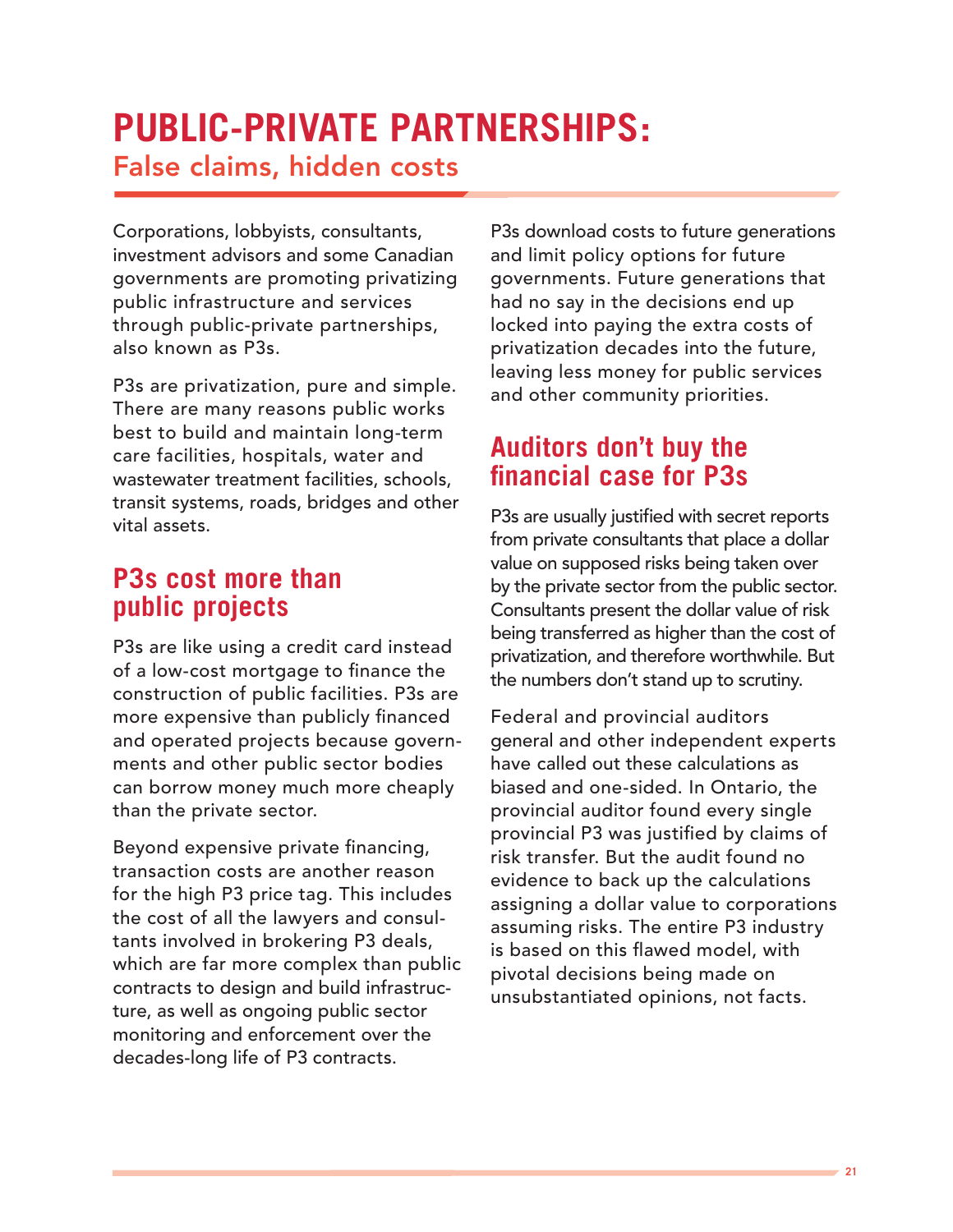# PUBLIC-PRIVATE PARTNERSHIPS:

## False claims, hidden costs

Corporations, lobbyists, consultants, investment advisors and some Canadian governments are promoting privatizing public infrastructure and services through public-private partnerships, also known as P3s.

P3s are privatization, pure and simple. There are many reasons public works best to build and maintain long-term care facilities, hospitals, water and wastewater treatment facilities, schools, transit systems, roads, bridges and other vital assets.

## P3s cost more than public projects

P3s are like using a credit card instead of a low-cost mortgage to finance the construction of public facilities. P3s are more expensive than publicly financed and operated projects because governments and other public sector bodies can borrow money much more cheaply than the private sector.

Beyond expensive private financing, transaction costs are another reason for the high P3 price tag. This includes the cost of all the lawyers and consultants involved in brokering P3 deals, which are far more complex than public contracts to design and build infrastructure, as well as ongoing public sector monitoring and enforcement over the decades-long life of P3 contracts.

P3s download costs to future generations and limit policy options for future governments. Future generations that had no say in the decisions end up locked into paying the extra costs of privatization decades into the future, leaving less money for public services and other community priorities.

## Auditors don't buy the financial case for P3s

P3s are usually justified with secret reports from private consultants that place a dollar value on supposed risks being taken over by the private sector from the public sector. Consultants present the dollar value of risk being transferred as higher than the cost of privatization, and therefore worthwhile. But the numbers don't stand up to scrutiny.

Federal and provincial auditors general and other independent experts have called out these calculations as biased and one-sided. In Ontario, the provincial auditor found every single provincial P3 was justified by claims of risk transfer. But the audit found no evidence to back up the calculations assigning a dollar value to corporations assuming risks. The entire P3 industry is based on this flawed model, with pivotal decisions being made on unsubstantiated opinions, not facts.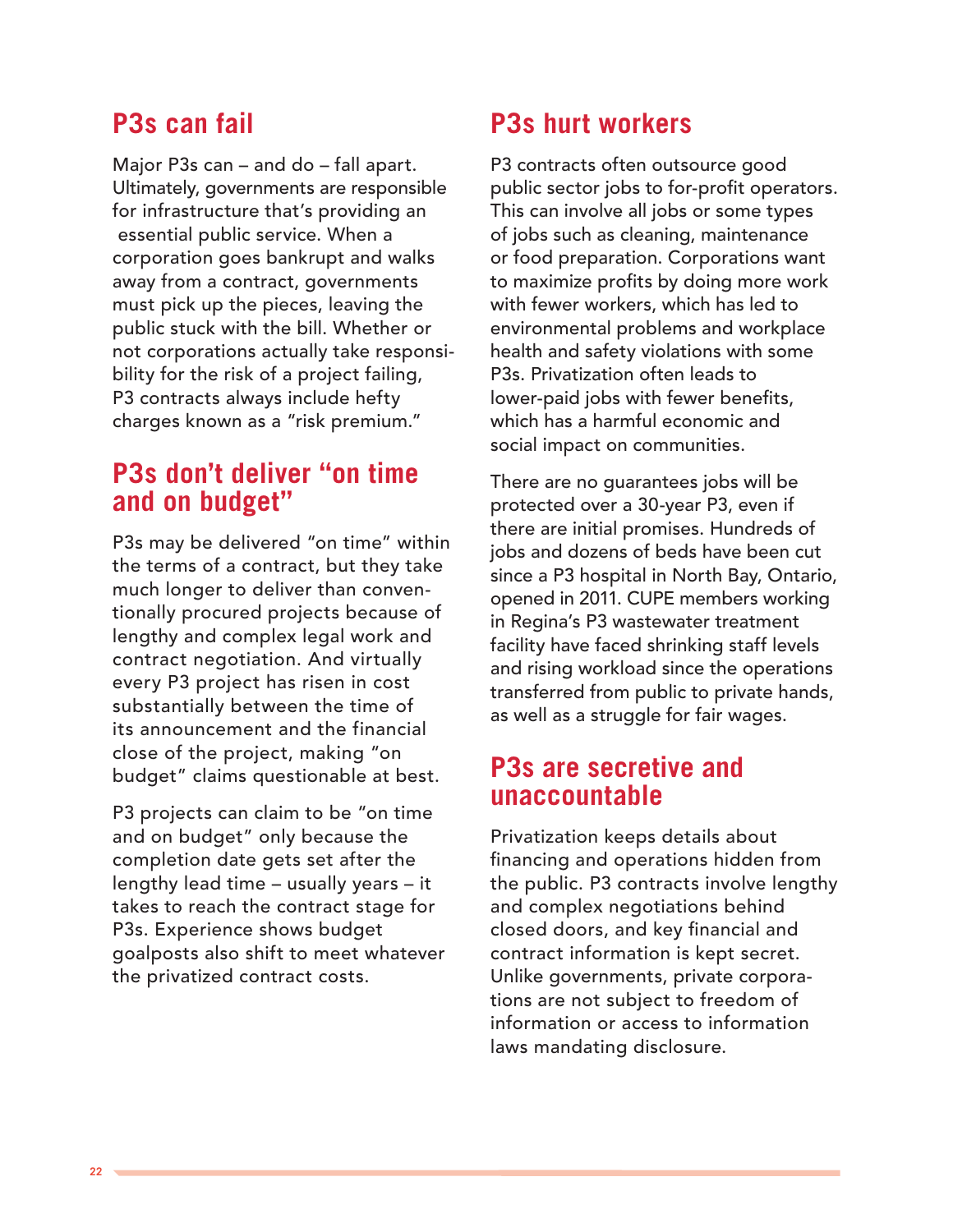## P3s can fail

Major P3s can – and do – fall apart. Ultimately, governments are responsible for infrastructure that's providing an essential public service. When a corporation goes bankrupt and walks away from a contract, governments must pick up the pieces, leaving the public stuck with the bill. Whether or not corporations actually take responsibility for the risk of a project failing, P3 contracts always include hefty charges known as a "risk premium."

## P3s don't deliver "on time and on budget"

P3s may be delivered "on time" within the terms of a contract, but they take much longer to deliver than conventionally procured projects because of lengthy and complex legal work and contract negotiation. And virtually every P3 project has risen in cost substantially between the time of its announcement and the financial close of the project, making "on budget" claims questionable at best.

P3 projects can claim to be "on time and on budget" only because the completion date gets set after the lengthy lead time – usually years – it takes to reach the contract stage for P3s. Experience shows budget goalposts also shift to meet whatever the privatized contract costs.

## P3s hurt workers

P3 contracts often outsource good public sector jobs to for-profit operators. This can involve all jobs or some types of jobs such as cleaning, maintenance or food preparation. Corporations want to maximize profits by doing more work with fewer workers, which has led to environmental problems and workplace health and safety violations with some P3s. Privatization often leads to lower-paid jobs with fewer benefits, which has a harmful economic and social impact on communities.

There are no guarantees jobs will be protected over a 30-year P3, even if there are initial promises. Hundreds of jobs and dozens of beds have been cut since a P3 hospital in North Bay, Ontario, opened in 2011. CUPE members working in Regina's P3 wastewater treatment facility have faced shrinking staff levels and rising workload since the operations transferred from public to private hands, as well as a struggle for fair wages.

## P3s are secretive and unaccountable

Privatization keeps details about financing and operations hidden from the public. P3 contracts involve lengthy and complex negotiations behind closed doors, and key financial and contract information is kept secret. Unlike governments, private corporations are not subject to freedom of information or access to information laws mandating disclosure.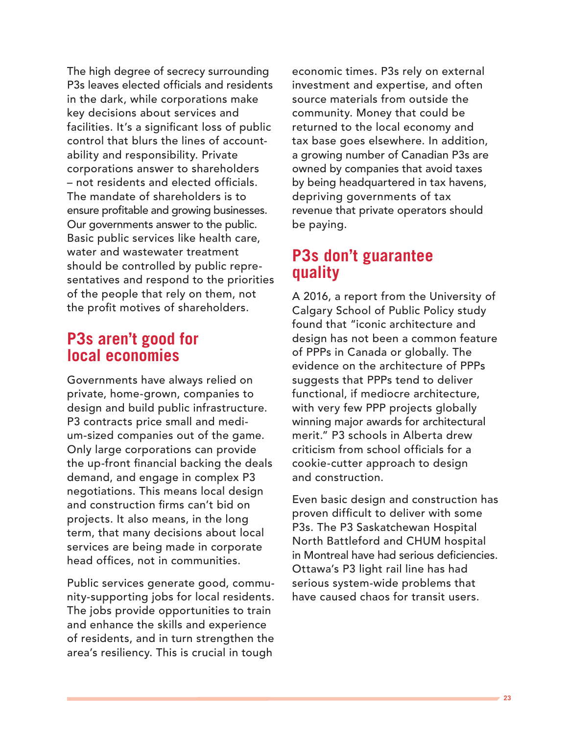The high degree of secrecy surrounding P3s leaves elected officials and residents in the dark, while corporations make key decisions about services and facilities. It's a significant loss of public control that blurs the lines of accountability and responsibility. Private corporations answer to shareholders – not residents and elected officials. The mandate of shareholders is to ensure profitable and growing businesses. Our governments answer to the public. Basic public services like health care, water and wastewater treatment should be controlled by public representatives and respond to the priorities of the people that rely on them, not the profit motives of shareholders.

## P3s aren't good for local economies

Governments have always relied on private, home-grown, companies to design and build public infrastructure. P3 contracts price small and medium-sized companies out of the game. Only large corporations can provide the up-front financial backing the deals demand, and engage in complex P3 negotiations. This means local design and construction firms can't bid on projects. It also means, in the long term, that many decisions about local services are being made in corporate head offices, not in communities.

Public services generate good, community-supporting jobs for local residents. The jobs provide opportunities to train and enhance the skills and experience of residents, and in turn strengthen the area's resiliency. This is crucial in tough economic times. P3s rely on external investment and expertise, and often source materials from outside the community. Money that could be returned to the local economy and tax base goes elsewhere. In addition, a growing number of Canadian P3s are owned by companies that avoid taxes by being headquartered in tax havens, depriving governments of tax revenue that private operators should be paying.

## P3s don't guarantee quality

A 2016, a report from the University of Calgary School of Public Policy study found that "iconic architecture and design has not been a common feature of PPPs in Canada or globally. The evidence on the architecture of PPPs suggests that PPPs tend to deliver functional, if mediocre architecture, with very few PPP projects globally winning major awards for architectural merit." P3 schools in Alberta drew criticism from school officials for a cookie-cutter approach to design and construction.

Even basic design and construction has proven difficult to deliver with some P3s. The P3 Saskatchewan Hospital North Battleford and CHUM hospital in Montreal have had serious deficiencies. Ottawa's P3 light rail line has had serious system-wide problems that have caused chaos for transit users.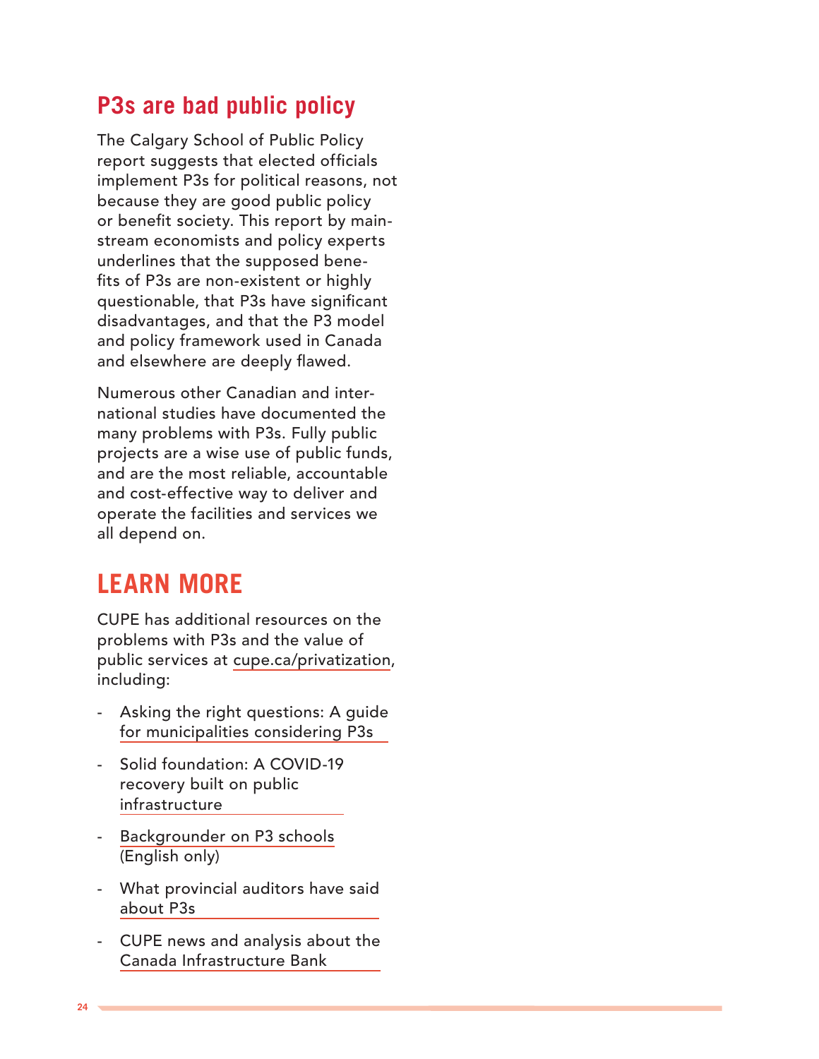## P3s are bad public policy

The Calgary School of Public Policy report suggests that elected officials implement P3s for political reasons, not because they are good public policy or benefit society. This report by mainstream economists and policy experts underlines that the supposed benefits of P3s are non-existent or highly questionable, that P3s have significant disadvantages, and that the P3 model and policy framework used in Canada and elsewhere are deeply flawed.

Numerous other Canadian and international studies have documented the many problems with P3s. Fully public projects are a wise use of public funds, and are the most reliable, accountable and cost-effective way to deliver and operate the facilities and services we all depend on.

## LEARN MORE

CUPE has additional resources on the problems with P3s and the value of public services at cupe.ca/privatization, including:

- Asking the right questions: A guide for municipalities considering P3s
- Solid foundation: A COVID-19 recovery built on public infrastructure
- Backgrounder on P3 schools (English only)
- What provincial auditors have said about P3s
- CUPE news and analysis about the Canada Infrastructure Bank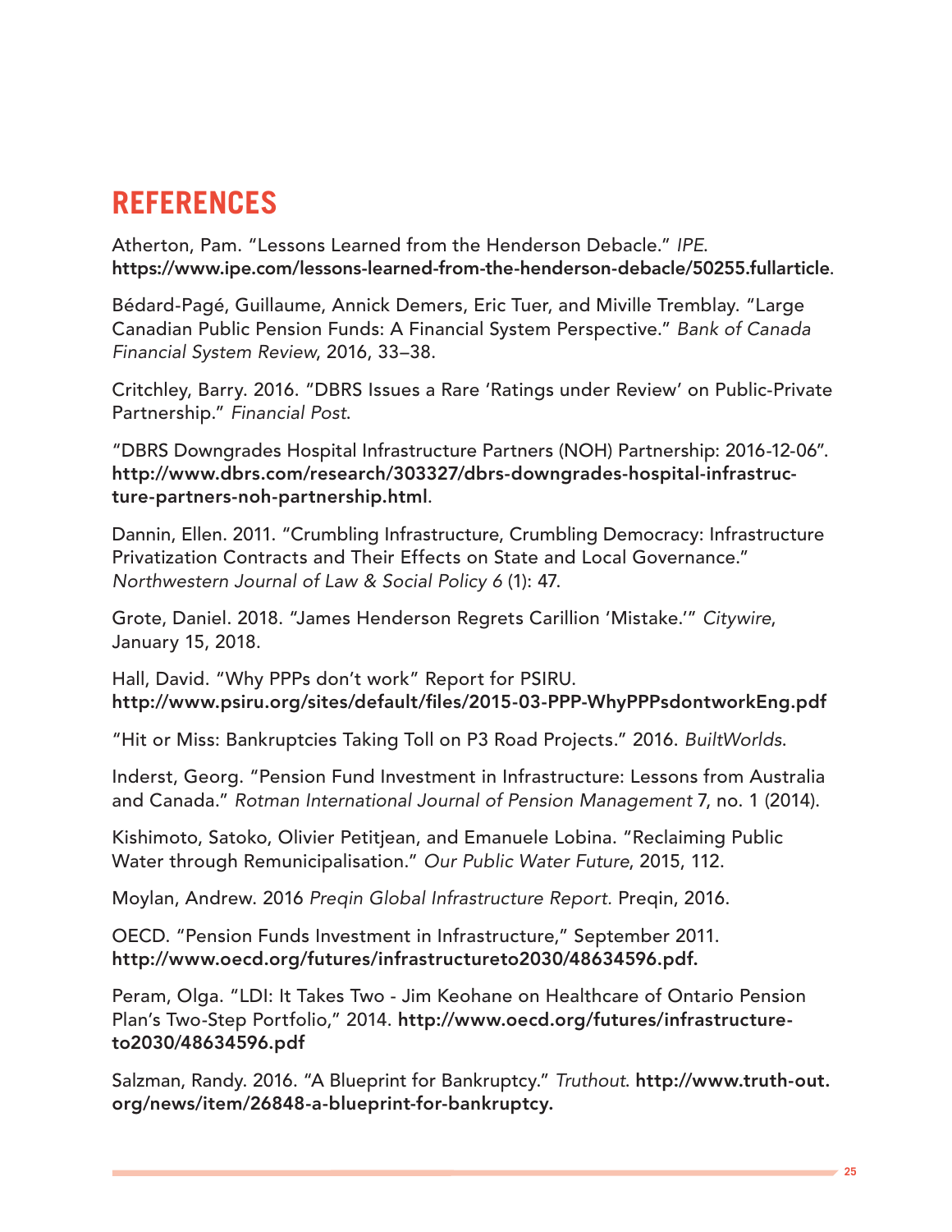## REFERENCES

Atherton, Pam. "Lessons Learned from the Henderson Debacle." *IPE*. **https://www.ipe.com/lessons-learned-from-the-henderson-debacle/50255.fullarticle**.

Bédard-Pagé, Guillaume, Annick Demers, Eric Tuer, and Miville Tremblay. "Large Canadian Public Pension Funds: A Financial System Perspective." *Bank of Canada Financial System Review*, 2016, 33–38.

Critchley, Barry. 2016. "DBRS Issues a Rare 'Ratings under Review' on Public-Private Partnership." *Financial Post*.

"DBRS Downgrades Hospital Infrastructure Partners (NOH) Partnership: 2016-12-06". **http://www.dbrs.com/research/303327/dbrs-downgrades-hospital-infrastructure-partners-noh-partnership.html**.

Dannin, Ellen. 2011. "Crumbling Infrastructure, Crumbling Democracy: Infrastructure Privatization Contracts and Their Effects on State and Local Governance." *Northwestern Journal of Law & Social Policy 6* (1): 47.

Grote, Daniel. 2018. "James Henderson Regrets Carillion 'Mistake.'" *Citywire*, January 15, 2018.

Hall, David. "Why PPPs don't work" Report for PSIRU. **http://www.psiru.org/sites/default/files/2015-03-PPP-WhyPPPsdontworkEng.pdf**

"Hit or Miss: Bankruptcies Taking Toll on P3 Road Projects." 2016. *BuiltWorlds*.

Inderst, Georg. "Pension Fund Investment in Infrastructure: Lessons from Australia and Canada." *Rotman International Journal of Pension Management* 7, no. 1 (2014).

Kishimoto, Satoko, Olivier Petitjean, and Emanuele Lobina. "Reclaiming Public Water through Remunicipalisation." *Our Public Water Future*, 2015, 112.

Moylan, Andrew. 2016 *Preqin Global Infrastructure Report.* Preqin, 2016.

OECD. "Pension Funds Investment in Infrastructure," September 2011. **http://www.oecd.org/futures/infrastructureto2030/48634596.pdf.**

Peram, Olga. "LDI: It Takes Two - Jim Keohane on Healthcare of Ontario Pension Plan's Two-Step Portfolio," 2014. **http://www.oecd.org/futures/infrastructureto2030/48634596.pdf**

Salzman, Randy. 2016. "A Blueprint for Bankruptcy." *Truthout.* **http://www.truth-out.org/news/item/26848-a-blueprint-for-bankruptcy.**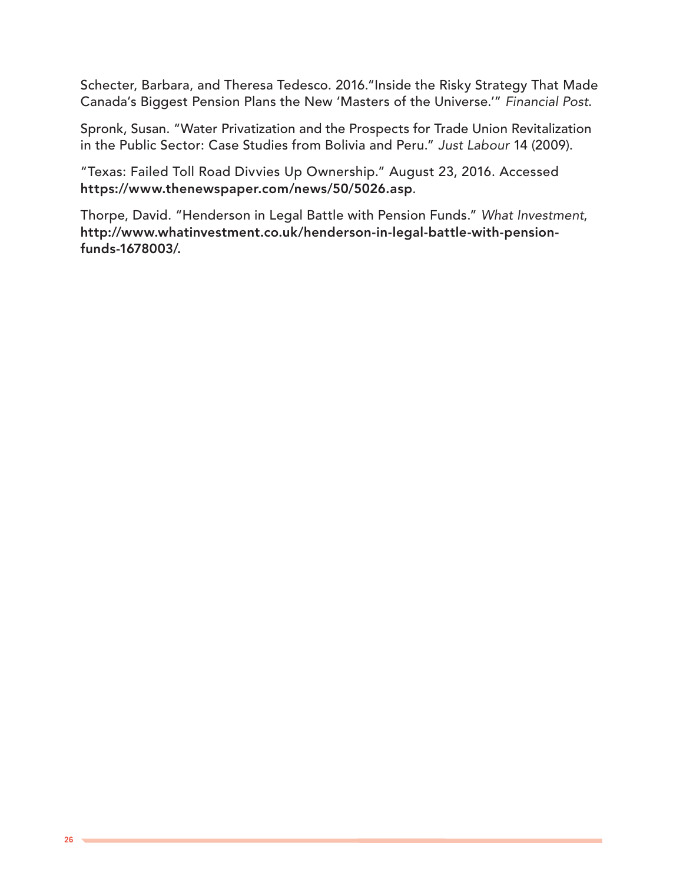Schecter, Barbara, and Theresa Tedesco. 2016."Inside the Risky Strategy That Made Canada's Biggest Pension Plans the New 'Masters of the Universe.'" *Financial Post*.

Spronk, Susan. "Water Privatization and the Prospects for Trade Union Revitalization in the Public Sector: Case Studies from Bolivia and Peru." *Just Labour* 14 (2009).

"Texas: Failed Toll Road Divvies Up Ownership." August 23, 2016. Accessed **https://www.thenewspaper.com/news/50/5026.asp**.

Thorpe, David. "Henderson in Legal Battle with Pension Funds." *What Investment*, **http://www.whatinvestment.co.uk/henderson-in-legal-battle-with-pension-funds-1678003/.**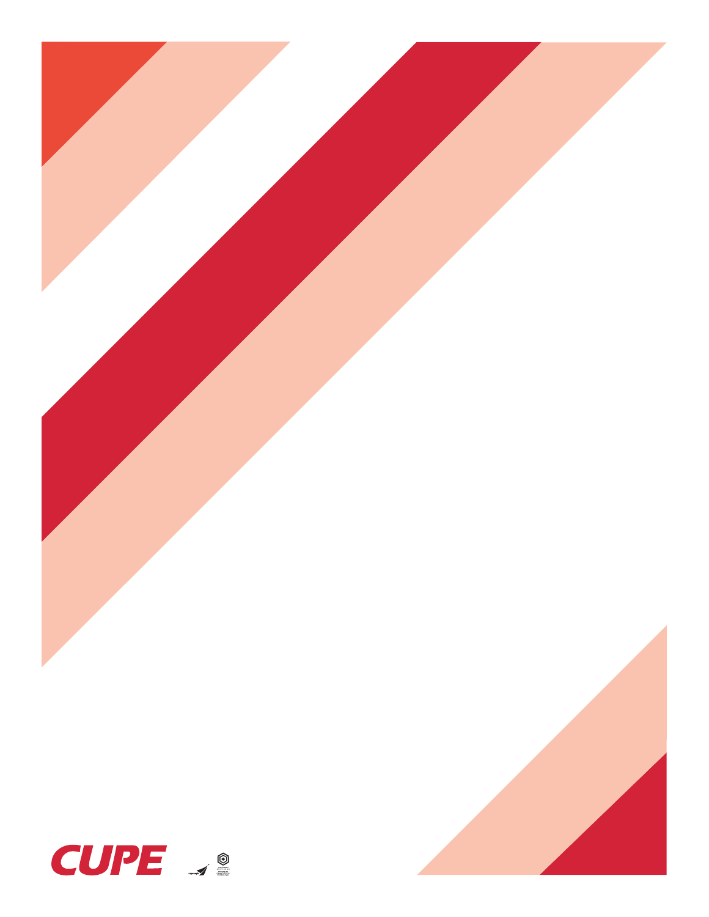CUPE